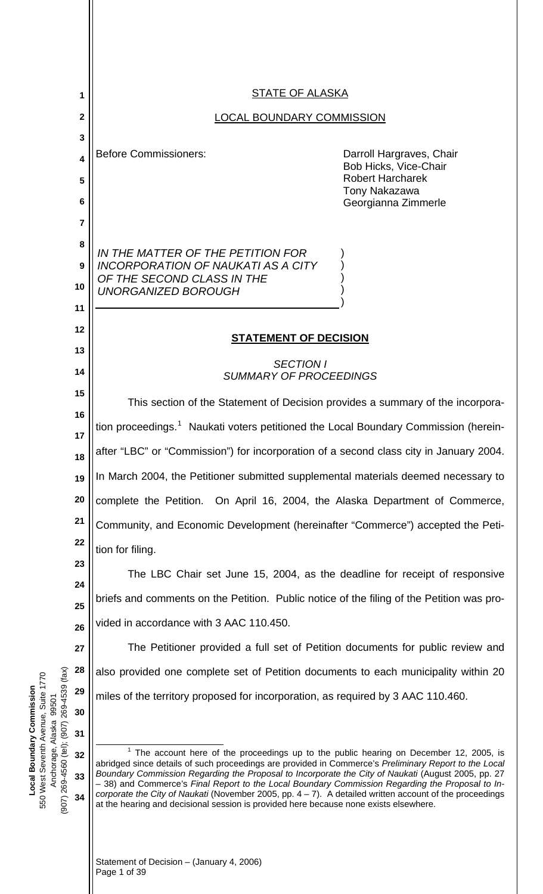STATE OF ALASKA

LOCAL BOUNDARY COMMISSION

Before Commissioners:

Darroll Hargraves, Chair
Bob Hicks, Vice-Chair
Robert Harcharek
Tony Nakazawa
Georgianna Zimmerle

*IN THE MATTER OF THE PETITION FOR INCORPORATION OF NAUKATI AS A CITY OF THE SECOND CLASS IN THE UNORGANIZED BOROUGH*

**STATEMENT OF DECISION**

*SECTION I*
*SUMMARY OF PROCEEDINGS*

This section of the Statement of Decision provides a summary of the incorporation proceedings.[1] Naukati voters petitioned the Local Boundary Commission (hereinafter "LBC" or "Commission") for incorporation of a second class city in January 2004. In March 2004, the Petitioner submitted supplemental materials deemed necessary to complete the Petition. On April 16, 2004, the Alaska Department of Commerce, Community, and Economic Development (hereinafter "Commerce") accepted the Petition for filing.

The LBC Chair set June 15, 2004, as the deadline for receipt of responsive briefs and comments on the Petition. Public notice of the filing of the Petition was provided in accordance with 3 AAC 110.450.

The Petitioner provided a full set of Petition documents for public review and also provided one complete set of Petition documents to each municipality within 20 miles of the territory proposed for incorporation, as required by 3 AAC 110.460.

[1] The account here of the proceedings up to the public hearing on December 12, 2005, is abridged since details of such proceedings are provided in Commerce's *Preliminary Report to the Local Boundary Commission Regarding the Proposal to Incorporate the City of Naukati* (August 2005, pp. 27 – 38) and Commerce's *Final Report to the Local Boundary Commission Regarding the Proposal to Incorporate the City of Naukati* (November 2005, pp. 4 – 7). A detailed written account of the proceedings at the hearing and decisional session is provided here because none exists elsewhere.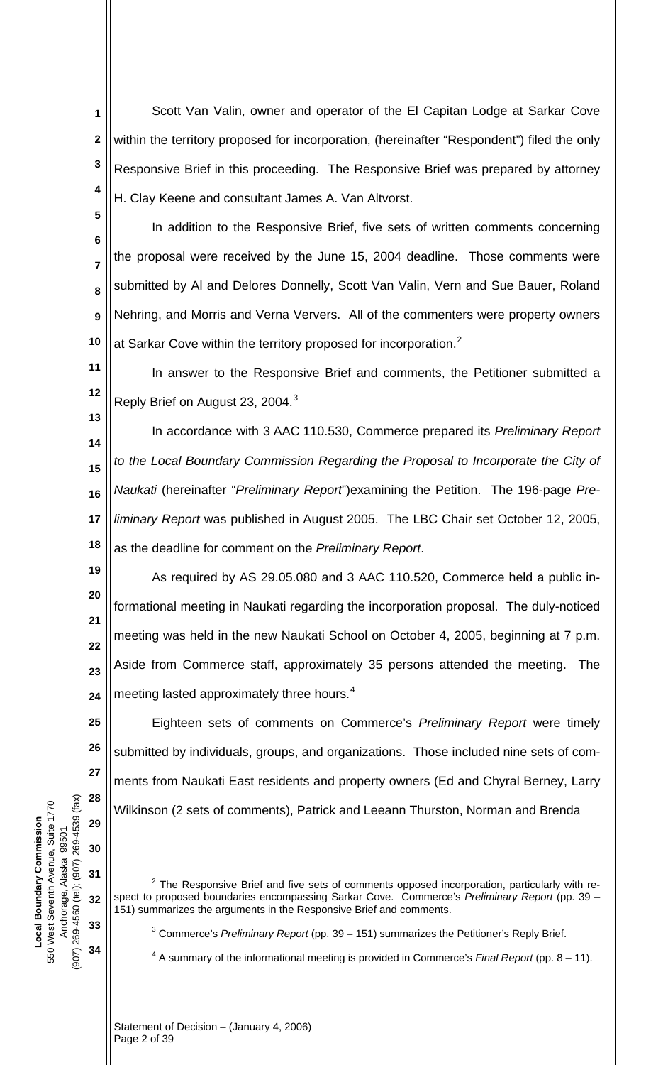Scott Van Valin, owner and operator of the El Capitan Lodge at Sarkar Cove within the territory proposed for incorporation, (hereinafter "Respondent") filed the only Responsive Brief in this proceeding. The Responsive Brief was prepared by attorney H. Clay Keene and consultant James A. Van Altvorst.

In addition to the Responsive Brief, five sets of written comments concerning the proposal were received by the June 15, 2004 deadline. Those comments were submitted by Al and Delores Donnelly, Scott Van Valin, Vern and Sue Bauer, Roland Nehring, and Morris and Verna Ververs. All of the commenters were property owners at Sarkar Cove within the territory proposed for incorporation.[2]

In answer to the Responsive Brief and comments, the Petitioner submitted a Reply Brief on August 23, 2004.[3]

In accordance with 3 AAC 110.530, Commerce prepared its *Preliminary Report to the Local Boundary Commission Regarding the Proposal to Incorporate the City of Naukati* (hereinafter "*Preliminary Report*")examining the Petition. The 196-page *Preliminary Report* was published in August 2005. The LBC Chair set October 12, 2005, as the deadline for comment on the *Preliminary Report*.

As required by AS 29.05.080 and 3 AAC 110.520, Commerce held a public informational meeting in Naukati regarding the incorporation proposal. The duly-noticed meeting was held in the new Naukati School on October 4, 2005, beginning at 7 p.m. Aside from Commerce staff, approximately 35 persons attended the meeting. The meeting lasted approximately three hours.[4]

Eighteen sets of comments on Commerce's *Preliminary Report* were timely submitted by individuals, groups, and organizations. Those included nine sets of comments from Naukati East residents and property owners (Ed and Chyral Berney, Larry Wilkinson (2 sets of comments), Patrick and Leeann Thurston, Norman and Brenda

[2] The Responsive Brief and five sets of comments opposed incorporation, particularly with respect to proposed boundaries encompassing Sarkar Cove. Commerce's *Preliminary Report* (pp. 39 – 151) summarizes the arguments in the Responsive Brief and comments.

[3] Commerce's *Preliminary Report* (pp. 39 – 151) summarizes the Petitioner's Reply Brief.

[4] A summary of the informational meeting is provided in Commerce's *Final Report* (pp. 8 – 11).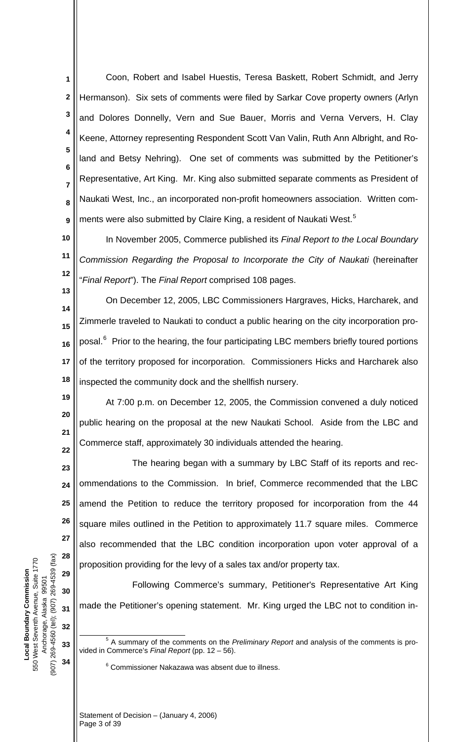Coon, Robert and Isabel Huestis, Teresa Baskett, Robert Schmidt, and Jerry Hermanson). Six sets of comments were filed by Sarkar Cove property owners (Arlyn and Dolores Donnelly, Vern and Sue Bauer, Morris and Verna Ververs, H. Clay Keene, Attorney representing Respondent Scott Van Valin, Ruth Ann Albright, and Roland and Betsy Nehring). One set of comments was submitted by the Petitioner's Representative, Art King. Mr. King also submitted separate comments as President of Naukati West, Inc., an incorporated non-profit homeowners association. Written comments were also submitted by Claire King, a resident of Naukati West.[5]

In November 2005, Commerce published its *Final Report to the Local Boundary Commission Regarding the Proposal to Incorporate the City of Naukati* (hereinafter "*Final Report*"). The *Final Report* comprised 108 pages.

On December 12, 2005, LBC Commissioners Hargraves, Hicks, Harcharek, and Zimmerle traveled to Naukati to conduct a public hearing on the city incorporation proposal.[6] Prior to the hearing, the four participating LBC members briefly toured portions of the territory proposed for incorporation. Commissioners Hicks and Harcharek also inspected the community dock and the shellfish nursery.

At 7:00 p.m. on December 12, 2005, the Commission convened a duly noticed public hearing on the proposal at the new Naukati School. Aside from the LBC and Commerce staff, approximately 30 individuals attended the hearing.

The hearing began with a summary by LBC Staff of its reports and recommendations to the Commission. In brief, Commerce recommended that the LBC amend the Petition to reduce the territory proposed for incorporation from the 44 square miles outlined in the Petition to approximately 11.7 square miles. Commerce also recommended that the LBC condition incorporation upon voter approval of a proposition providing for the levy of a sales tax and/or property tax.

Following Commerce's summary, Petitioner's Representative Art King made the Petitioner's opening statement. Mr. King urged the LBC not to condition in-

---

[5] A summary of the comments on the *Preliminary Report* and analysis of the comments is provided in Commerce's *Final Report* (pp. 12 – 56).

[6] Commissioner Nakazawa was absent due to illness.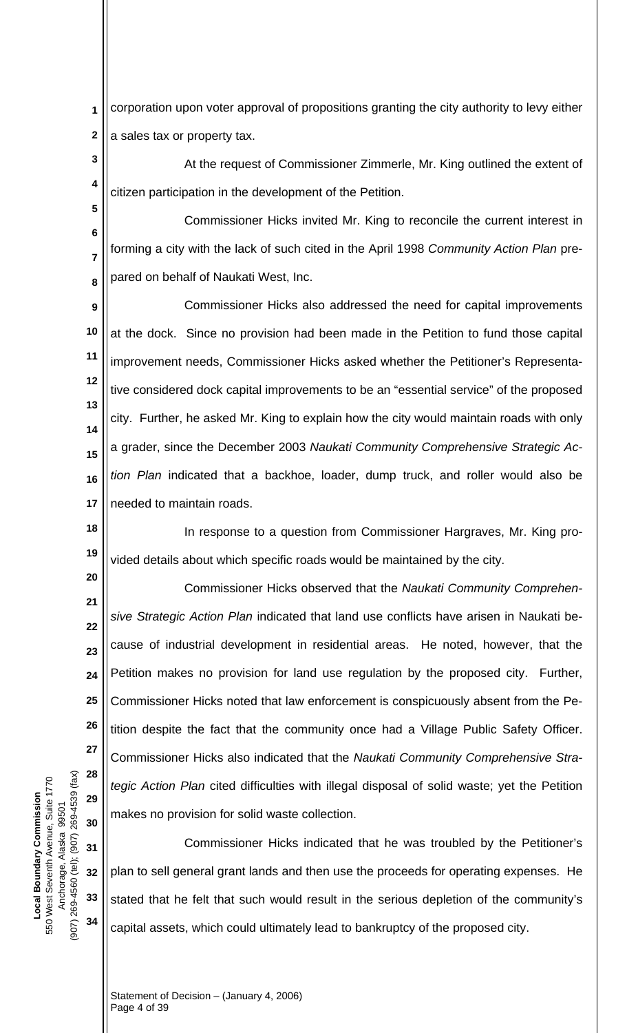corporation upon voter approval of propositions granting the city authority to levy either a sales tax or property tax.

At the request of Commissioner Zimmerle, Mr. King outlined the extent of citizen participation in the development of the Petition.

Commissioner Hicks invited Mr. King to reconcile the current interest in forming a city with the lack of such cited in the April 1998 *Community Action Plan* prepared on behalf of Naukati West, Inc.

Commissioner Hicks also addressed the need for capital improvements at the dock. Since no provision had been made in the Petition to fund those capital improvement needs, Commissioner Hicks asked whether the Petitioner's Representative considered dock capital improvements to be an "essential service" of the proposed city. Further, he asked Mr. King to explain how the city would maintain roads with only a grader, since the December 2003 *Naukati Community Comprehensive Strategic Action Plan* indicated that a backhoe, loader, dump truck, and roller would also be needed to maintain roads.

In response to a question from Commissioner Hargraves, Mr. King provided details about which specific roads would be maintained by the city.

Commissioner Hicks observed that the *Naukati Community Comprehensive Strategic Action Plan* indicated that land use conflicts have arisen in Naukati because of industrial development in residential areas. He noted, however, that the Petition makes no provision for land use regulation by the proposed city. Further, Commissioner Hicks noted that law enforcement is conspicuously absent from the Petition despite the fact that the community once had a Village Public Safety Officer. Commissioner Hicks also indicated that the *Naukati Community Comprehensive Strategic Action Plan* cited difficulties with illegal disposal of solid waste; yet the Petition makes no provision for solid waste collection.

Commissioner Hicks indicated that he was troubled by the Petitioner's plan to sell general grant lands and then use the proceeds for operating expenses. He stated that he felt that such would result in the serious depletion of the community's capital assets, which could ultimately lead to bankruptcy of the proposed city.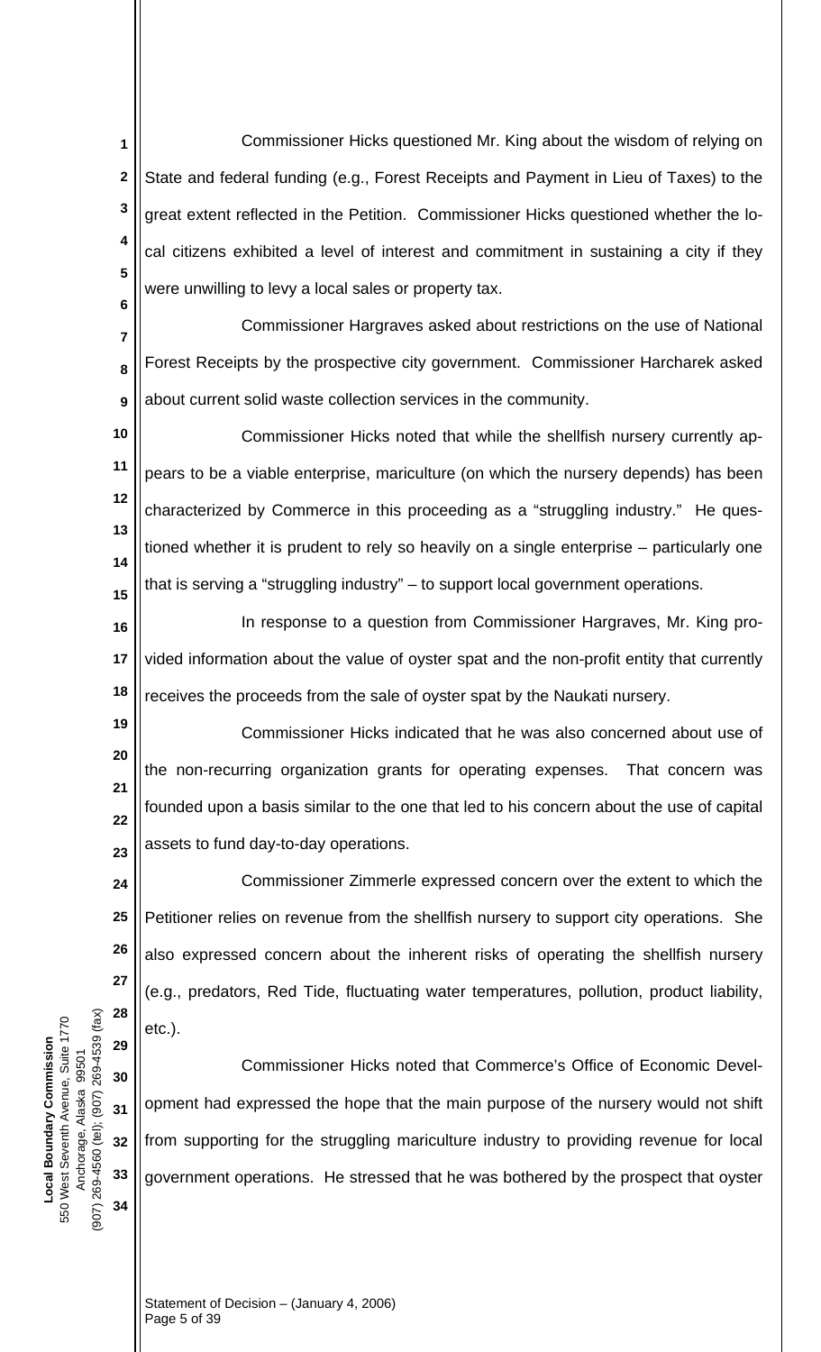Commissioner Hicks questioned Mr. King about the wisdom of relying on State and federal funding (e.g., Forest Receipts and Payment in Lieu of Taxes) to the great extent reflected in the Petition. Commissioner Hicks questioned whether the local citizens exhibited a level of interest and commitment in sustaining a city if they were unwilling to levy a local sales or property tax.

Commissioner Hargraves asked about restrictions on the use of National Forest Receipts by the prospective city government. Commissioner Harcharek asked about current solid waste collection services in the community.

Commissioner Hicks noted that while the shellfish nursery currently appears to be a viable enterprise, mariculture (on which the nursery depends) has been characterized by Commerce in this proceeding as a "struggling industry." He questioned whether it is prudent to rely so heavily on a single enterprise – particularly one that is serving a "struggling industry" – to support local government operations.

In response to a question from Commissioner Hargraves, Mr. King provided information about the value of oyster spat and the non-profit entity that currently receives the proceeds from the sale of oyster spat by the Naukati nursery.

Commissioner Hicks indicated that he was also concerned about use of the non-recurring organization grants for operating expenses. That concern was founded upon a basis similar to the one that led to his concern about the use of capital assets to fund day-to-day operations.

Commissioner Zimmerle expressed concern over the extent to which the Petitioner relies on revenue from the shellfish nursery to support city operations. She also expressed concern about the inherent risks of operating the shellfish nursery (e.g., predators, Red Tide, fluctuating water temperatures, pollution, product liability, etc.).

Commissioner Hicks noted that Commerce's Office of Economic Development had expressed the hope that the main purpose of the nursery would not shift from supporting for the struggling mariculture industry to providing revenue for local government operations. He stressed that he was bothered by the prospect that oyster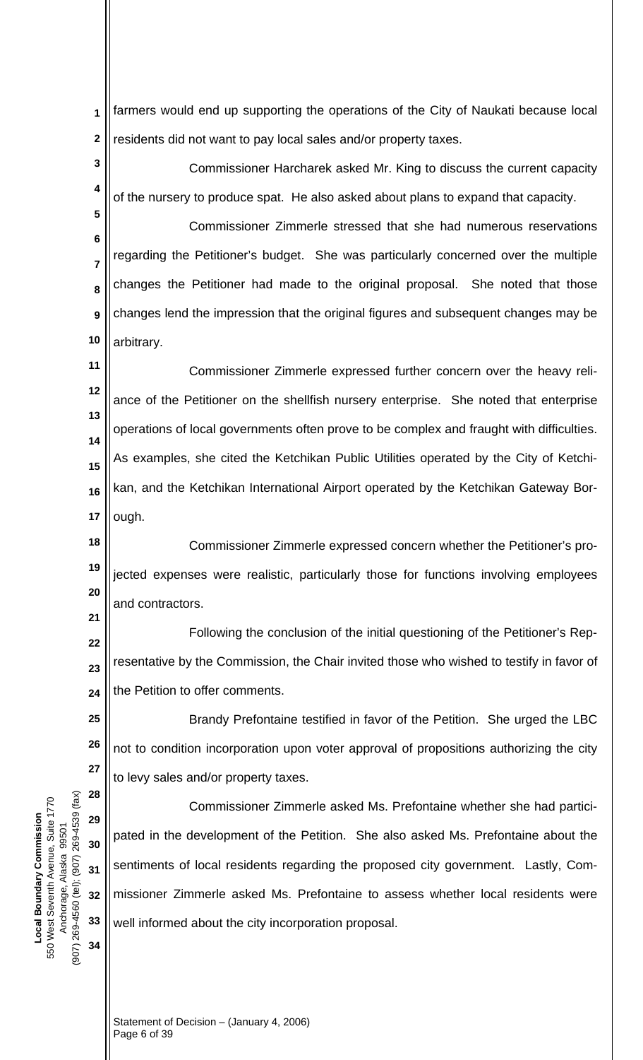farmers would end up supporting the operations of the City of Naukati because local residents did not want to pay local sales and/or property taxes.

Commissioner Harcharek asked Mr. King to discuss the current capacity of the nursery to produce spat. He also asked about plans to expand that capacity.

Commissioner Zimmerle stressed that she had numerous reservations regarding the Petitioner's budget. She was particularly concerned over the multiple changes the Petitioner had made to the original proposal. She noted that those changes lend the impression that the original figures and subsequent changes may be arbitrary.

Commissioner Zimmerle expressed further concern over the heavy reliance of the Petitioner on the shellfish nursery enterprise. She noted that enterprise operations of local governments often prove to be complex and fraught with difficulties. As examples, she cited the Ketchikan Public Utilities operated by the City of Ketchikan, and the Ketchikan International Airport operated by the Ketchikan Gateway Borough.

Commissioner Zimmerle expressed concern whether the Petitioner's projected expenses were realistic, particularly those for functions involving employees and contractors.

Following the conclusion of the initial questioning of the Petitioner's Representative by the Commission, the Chair invited those who wished to testify in favor of the Petition to offer comments.

Brandy Prefontaine testified in favor of the Petition. She urged the LBC not to condition incorporation upon voter approval of propositions authorizing the city to levy sales and/or property taxes.

Commissioner Zimmerle asked Ms. Prefontaine whether she had participated in the development of the Petition. She also asked Ms. Prefontaine about the sentiments of local residents regarding the proposed city government. Lastly, Commissioner Zimmerle asked Ms. Prefontaine to assess whether local residents were well informed about the city incorporation proposal.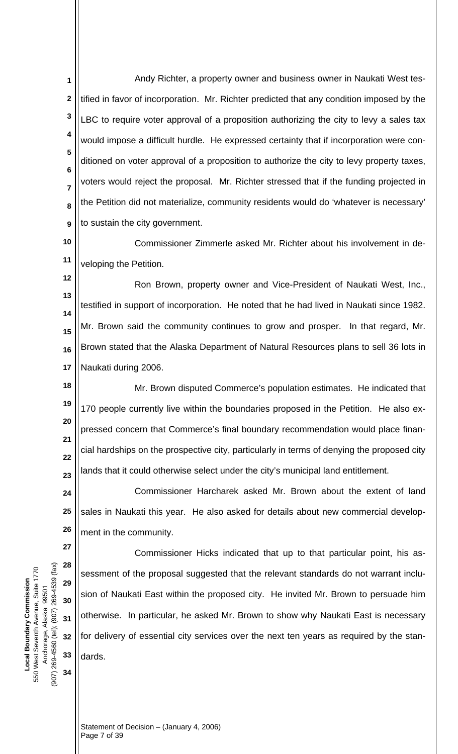Andy Richter, a property owner and business owner in Naukati West testified in favor of incorporation. Mr. Richter predicted that any condition imposed by the LBC to require voter approval of a proposition authorizing the city to levy a sales tax would impose a difficult hurdle. He expressed certainty that if incorporation were conditioned on voter approval of a proposition to authorize the city to levy property taxes, voters would reject the proposal. Mr. Richter stressed that if the funding projected in the Petition did not materialize, community residents would do 'whatever is necessary' to sustain the city government.

Commissioner Zimmerle asked Mr. Richter about his involvement in developing the Petition.

Ron Brown, property owner and Vice-President of Naukati West, Inc., testified in support of incorporation. He noted that he had lived in Naukati since 1982. Mr. Brown said the community continues to grow and prosper. In that regard, Mr. Brown stated that the Alaska Department of Natural Resources plans to sell 36 lots in Naukati during 2006.

Mr. Brown disputed Commerce's population estimates. He indicated that 170 people currently live within the boundaries proposed in the Petition. He also expressed concern that Commerce's final boundary recommendation would place financial hardships on the prospective city, particularly in terms of denying the proposed city lands that it could otherwise select under the city's municipal land entitlement.

Commissioner Harcharek asked Mr. Brown about the extent of land sales in Naukati this year. He also asked for details about new commercial development in the community.

Commissioner Hicks indicated that up to that particular point, his assessment of the proposal suggested that the relevant standards do not warrant inclusion of Naukati East within the proposed city. He invited Mr. Brown to persuade him otherwise. In particular, he asked Mr. Brown to show why Naukati East is necessary for delivery of essential city services over the next ten years as required by the standards.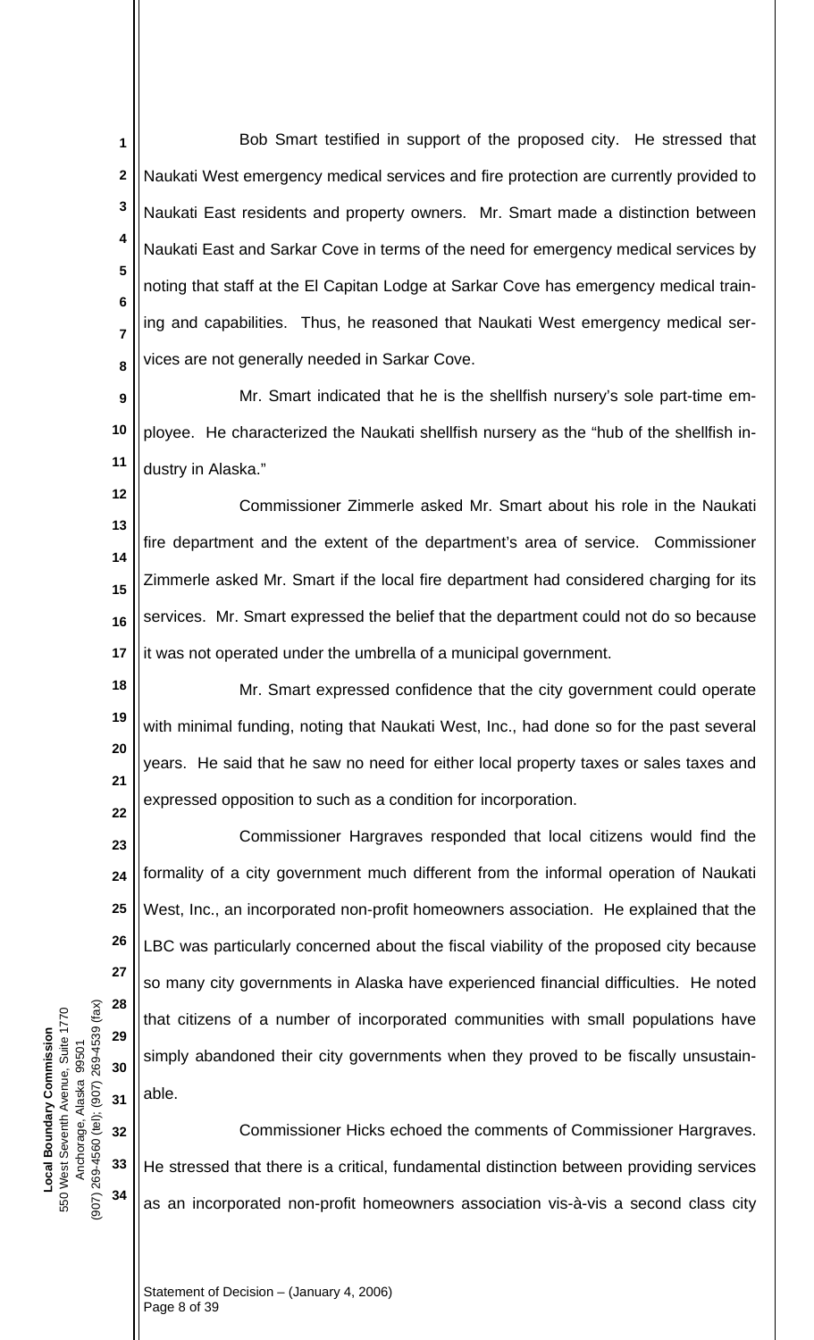Bob Smart testified in support of the proposed city. He stressed that Naukati West emergency medical services and fire protection are currently provided to Naukati East residents and property owners. Mr. Smart made a distinction between Naukati East and Sarkar Cove in terms of the need for emergency medical services by noting that staff at the El Capitan Lodge at Sarkar Cove has emergency medical training and capabilities. Thus, he reasoned that Naukati West emergency medical services are not generally needed in Sarkar Cove.

Mr. Smart indicated that he is the shellfish nursery's sole part-time employee. He characterized the Naukati shellfish nursery as the "hub of the shellfish industry in Alaska."

Commissioner Zimmerle asked Mr. Smart about his role in the Naukati fire department and the extent of the department's area of service. Commissioner Zimmerle asked Mr. Smart if the local fire department had considered charging for its services. Mr. Smart expressed the belief that the department could not do so because it was not operated under the umbrella of a municipal government.

Mr. Smart expressed confidence that the city government could operate with minimal funding, noting that Naukati West, Inc., had done so for the past several years. He said that he saw no need for either local property taxes or sales taxes and expressed opposition to such as a condition for incorporation.

Commissioner Hargraves responded that local citizens would find the formality of a city government much different from the informal operation of Naukati West, Inc., an incorporated non-profit homeowners association. He explained that the LBC was particularly concerned about the fiscal viability of the proposed city because so many city governments in Alaska have experienced financial difficulties. He noted that citizens of a number of incorporated communities with small populations have simply abandoned their city governments when they proved to be fiscally unsustainable.

Commissioner Hicks echoed the comments of Commissioner Hargraves. He stressed that there is a critical, fundamental distinction between providing services as an incorporated non-profit homeowners association vis-à-vis a second class city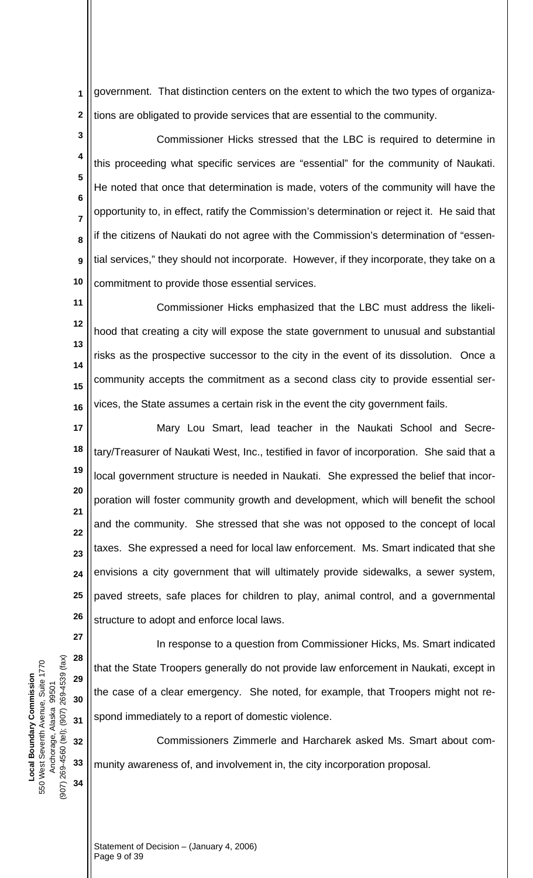government. That distinction centers on the extent to which the two types of organizations are obligated to provide services that are essential to the community.

Commissioner Hicks stressed that the LBC is required to determine in this proceeding what specific services are "essential" for the community of Naukati. He noted that once that determination is made, voters of the community will have the opportunity to, in effect, ratify the Commission's determination or reject it. He said that if the citizens of Naukati do not agree with the Commission's determination of "essential services," they should not incorporate. However, if they incorporate, they take on a commitment to provide those essential services.

Commissioner Hicks emphasized that the LBC must address the likelihood that creating a city will expose the state government to unusual and substantial risks as the prospective successor to the city in the event of its dissolution. Once a community accepts the commitment as a second class city to provide essential services, the State assumes a certain risk in the event the city government fails.

Mary Lou Smart, lead teacher in the Naukati School and Secretary/Treasurer of Naukati West, Inc., testified in favor of incorporation. She said that a local government structure is needed in Naukati. She expressed the belief that incorporation will foster community growth and development, which will benefit the school and the community. She stressed that she was not opposed to the concept of local taxes. She expressed a need for local law enforcement. Ms. Smart indicated that she envisions a city government that will ultimately provide sidewalks, a sewer system, paved streets, safe places for children to play, animal control, and a governmental structure to adopt and enforce local laws.

In response to a question from Commissioner Hicks, Ms. Smart indicated that the State Troopers generally do not provide law enforcement in Naukati, except in the case of a clear emergency. She noted, for example, that Troopers might not respond immediately to a report of domestic violence.

Commissioners Zimmerle and Harcharek asked Ms. Smart about community awareness of, and involvement in, the city incorporation proposal.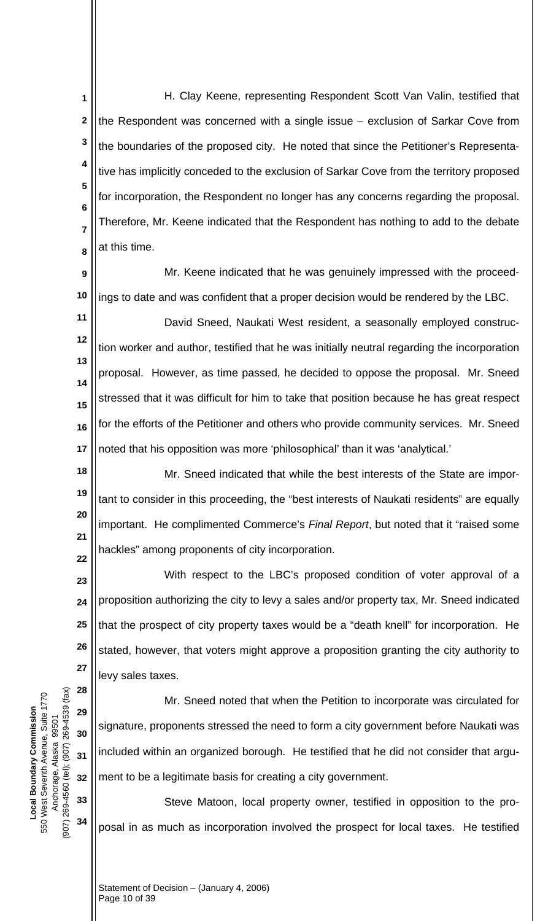H. Clay Keene, representing Respondent Scott Van Valin, testified that the Respondent was concerned with a single issue – exclusion of Sarkar Cove from the boundaries of the proposed city. He noted that since the Petitioner's Representative has implicitly conceded to the exclusion of Sarkar Cove from the territory proposed for incorporation, the Respondent no longer has any concerns regarding the proposal. Therefore, Mr. Keene indicated that the Respondent has nothing to add to the debate at this time.

Mr. Keene indicated that he was genuinely impressed with the proceedings to date and was confident that a proper decision would be rendered by the LBC.

David Sneed, Naukati West resident, a seasonally employed construction worker and author, testified that he was initially neutral regarding the incorporation proposal. However, as time passed, he decided to oppose the proposal. Mr. Sneed stressed that it was difficult for him to take that position because he has great respect for the efforts of the Petitioner and others who provide community services. Mr. Sneed noted that his opposition was more 'philosophical' than it was 'analytical.'

Mr. Sneed indicated that while the best interests of the State are important to consider in this proceeding, the "best interests of Naukati residents" are equally important. He complimented Commerce's *Final Report*, but noted that it "raised some hackles" among proponents of city incorporation.

With respect to the LBC's proposed condition of voter approval of a proposition authorizing the city to levy a sales and/or property tax, Mr. Sneed indicated that the prospect of city property taxes would be a "death knell" for incorporation. He stated, however, that voters might approve a proposition granting the city authority to levy sales taxes.

Mr. Sneed noted that when the Petition to incorporate was circulated for signature, proponents stressed the need to form a city government before Naukati was included within an organized borough. He testified that he did not consider that argument to be a legitimate basis for creating a city government.

Steve Matoon, local property owner, testified in opposition to the proposal in as much as incorporation involved the prospect for local taxes. He testified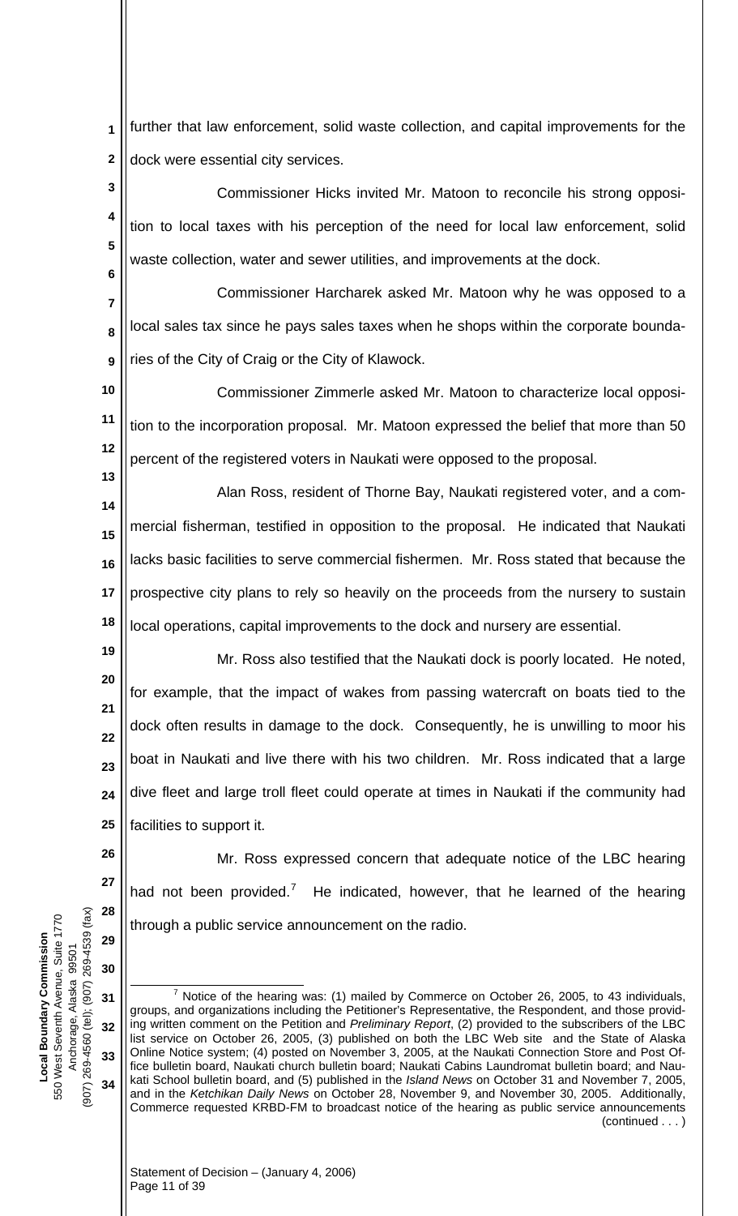further that law enforcement, solid waste collection, and capital improvements for the dock were essential city services.

Commissioner Hicks invited Mr. Matoon to reconcile his strong opposition to local taxes with his perception of the need for local law enforcement, solid waste collection, water and sewer utilities, and improvements at the dock.

Commissioner Harcharek asked Mr. Matoon why he was opposed to a local sales tax since he pays sales taxes when he shops within the corporate boundaries of the City of Craig or the City of Klawock.

Commissioner Zimmerle asked Mr. Matoon to characterize local opposition to the incorporation proposal. Mr. Matoon expressed the belief that more than 50 percent of the registered voters in Naukati were opposed to the proposal.

Alan Ross, resident of Thorne Bay, Naukati registered voter, and a commercial fisherman, testified in opposition to the proposal. He indicated that Naukati lacks basic facilities to serve commercial fishermen. Mr. Ross stated that because the prospective city plans to rely so heavily on the proceeds from the nursery to sustain local operations, capital improvements to the dock and nursery are essential.

Mr. Ross also testified that the Naukati dock is poorly located. He noted, for example, that the impact of wakes from passing watercraft on boats tied to the dock often results in damage to the dock. Consequently, he is unwilling to moor his boat in Naukati and live there with his two children. Mr. Ross indicated that a large dive fleet and large troll fleet could operate at times in Naukati if the community had facilities to support it.

Mr. Ross expressed concern that adequate notice of the LBC hearing had not been provided.[7] He indicated, however, that he learned of the hearing through a public service announcement on the radio.

---

[7] Notice of the hearing was: (1) mailed by Commerce on October 26, 2005, to 43 individuals, groups, and organizations including the Petitioner's Representative, the Respondent, and those providing written comment on the Petition and *Preliminary Report*, (2) provided to the subscribers of the LBC list service on October 26, 2005, (3) published on both the LBC Web site and the State of Alaska Online Notice system; (4) posted on November 3, 2005, at the Naukati Connection Store and Post Office bulletin board, Naukati church bulletin board; Naukati Cabins Laundromat bulletin board; and Naukati School bulletin board, and (5) published in the *Island News* on October 31 and November 7, 2005, and in the *Ketchikan Daily News* on October 28, November 9, and November 30, 2005. Additionally, Commerce requested KRBD-FM to broadcast notice of the hearing as public service announcements (continued . . . )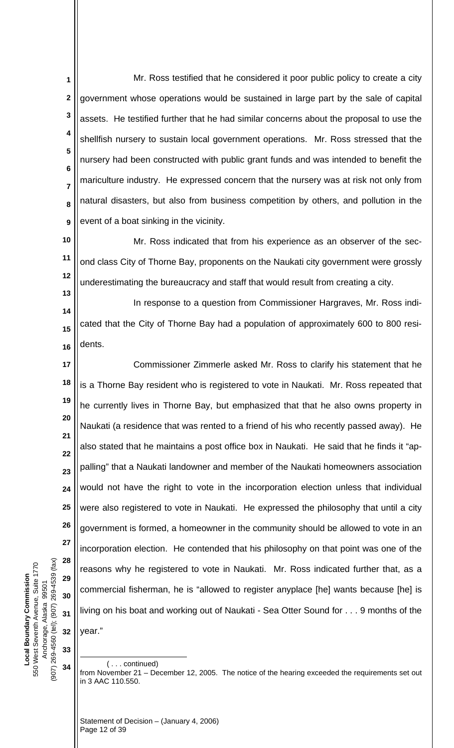Mr. Ross testified that he considered it poor public policy to create a city government whose operations would be sustained in large part by the sale of capital assets. He testified further that he had similar concerns about the proposal to use the shellfish nursery to sustain local government operations. Mr. Ross stressed that the nursery had been constructed with public grant funds and was intended to benefit the mariculture industry. He expressed concern that the nursery was at risk not only from natural disasters, but also from business competition by others, and pollution in the event of a boat sinking in the vicinity.

Mr. Ross indicated that from his experience as an observer of the second class City of Thorne Bay, proponents on the Naukati city government were grossly underestimating the bureaucracy and staff that would result from creating a city.

In response to a question from Commissioner Hargraves, Mr. Ross indicated that the City of Thorne Bay had a population of approximately 600 to 800 residents.

Commissioner Zimmerle asked Mr. Ross to clarify his statement that he is a Thorne Bay resident who is registered to vote in Naukati. Mr. Ross repeated that he currently lives in Thorne Bay, but emphasized that that he also owns property in Naukati (a residence that was rented to a friend of his who recently passed away). He also stated that he maintains a post office box in Naukati. He said that he finds it "appalling" that a Naukati landowner and member of the Naukati homeowners association would not have the right to vote in the incorporation election unless that individual were also registered to vote in Naukati. He expressed the philosophy that until a city government is formed, a homeowner in the community should be allowed to vote in an incorporation election. He contended that his philosophy on that point was one of the reasons why he registered to vote in Naukati. Mr. Ross indicated further that, as a commercial fisherman, he is "allowed to register anyplace [he] wants because [he] is living on his boat and working out of Naukati - Sea Otter Sound for . . . 9 months of the year."

---

( . . . continued)
from November 21 – December 12, 2005. The notice of the hearing exceeded the requirements set out in 3 AAC 110.550.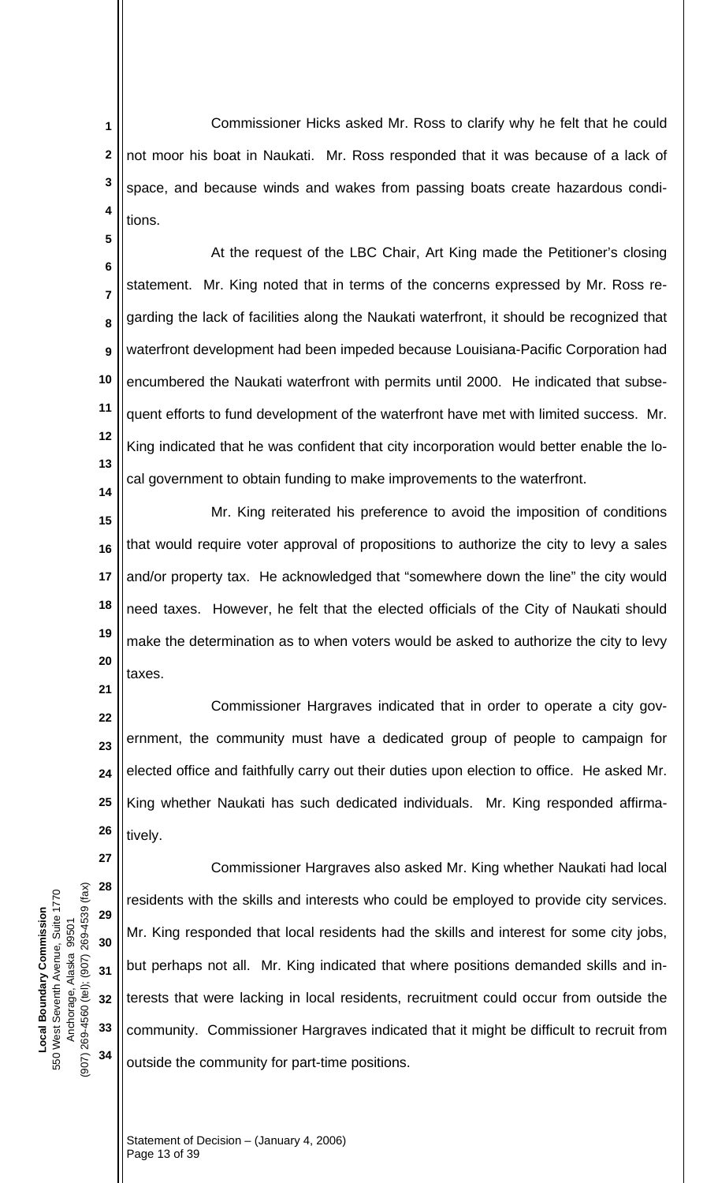Commissioner Hicks asked Mr. Ross to clarify why he felt that he could not moor his boat in Naukati. Mr. Ross responded that it was because of a lack of space, and because winds and wakes from passing boats create hazardous conditions.

At the request of the LBC Chair, Art King made the Petitioner's closing statement. Mr. King noted that in terms of the concerns expressed by Mr. Ross regarding the lack of facilities along the Naukati waterfront, it should be recognized that waterfront development had been impeded because Louisiana-Pacific Corporation had encumbered the Naukati waterfront with permits until 2000. He indicated that subsequent efforts to fund development of the waterfront have met with limited success. Mr. King indicated that he was confident that city incorporation would better enable the local government to obtain funding to make improvements to the waterfront.

Mr. King reiterated his preference to avoid the imposition of conditions that would require voter approval of propositions to authorize the city to levy a sales and/or property tax. He acknowledged that "somewhere down the line" the city would need taxes. However, he felt that the elected officials of the City of Naukati should make the determination as to when voters would be asked to authorize the city to levy taxes.

Commissioner Hargraves indicated that in order to operate a city government, the community must have a dedicated group of people to campaign for elected office and faithfully carry out their duties upon election to office. He asked Mr. King whether Naukati has such dedicated individuals. Mr. King responded affirmatively.

Commissioner Hargraves also asked Mr. King whether Naukati had local residents with the skills and interests who could be employed to provide city services. Mr. King responded that local residents had the skills and interest for some city jobs, but perhaps not all. Mr. King indicated that where positions demanded skills and interests that were lacking in local residents, recruitment could occur from outside the community. Commissioner Hargraves indicated that it might be difficult to recruit from outside the community for part-time positions.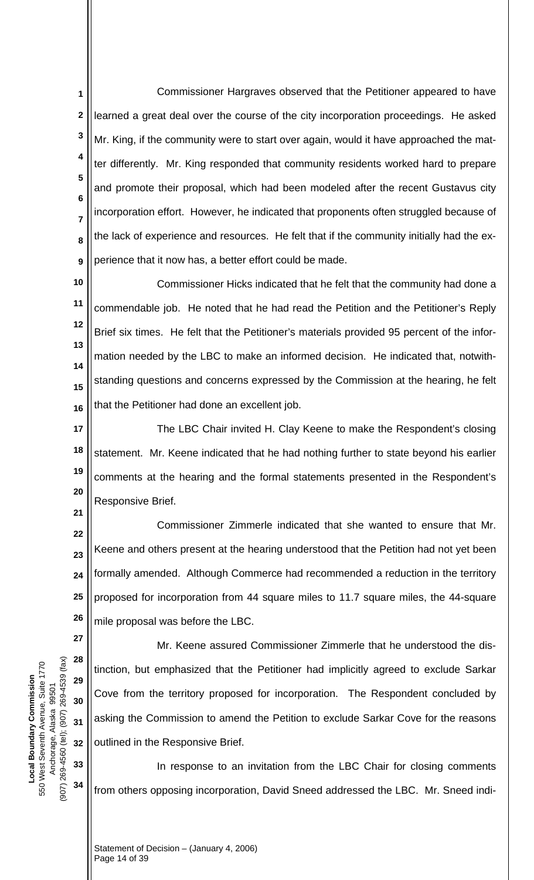Commissioner Hargraves observed that the Petitioner appeared to have learned a great deal over the course of the city incorporation proceedings. He asked Mr. King, if the community were to start over again, would it have approached the matter differently. Mr. King responded that community residents worked hard to prepare and promote their proposal, which had been modeled after the recent Gustavus city incorporation effort. However, he indicated that proponents often struggled because of the lack of experience and resources. He felt that if the community initially had the experience that it now has, a better effort could be made.

Commissioner Hicks indicated that he felt that the community had done a commendable job. He noted that he had read the Petition and the Petitioner's Reply Brief six times. He felt that the Petitioner's materials provided 95 percent of the information needed by the LBC to make an informed decision. He indicated that, notwithstanding questions and concerns expressed by the Commission at the hearing, he felt that the Petitioner had done an excellent job.

The LBC Chair invited H. Clay Keene to make the Respondent's closing statement. Mr. Keene indicated that he had nothing further to state beyond his earlier comments at the hearing and the formal statements presented in the Respondent's Responsive Brief.

Commissioner Zimmerle indicated that she wanted to ensure that Mr. Keene and others present at the hearing understood that the Petition had not yet been formally amended. Although Commerce had recommended a reduction in the territory proposed for incorporation from 44 square miles to 11.7 square miles, the 44-square mile proposal was before the LBC.

Mr. Keene assured Commissioner Zimmerle that he understood the distinction, but emphasized that the Petitioner had implicitly agreed to exclude Sarkar Cove from the territory proposed for incorporation. The Respondent concluded by asking the Commission to amend the Petition to exclude Sarkar Cove for the reasons outlined in the Responsive Brief.

In response to an invitation from the LBC Chair for closing comments from others opposing incorporation, David Sneed addressed the LBC. Mr. Sneed indi-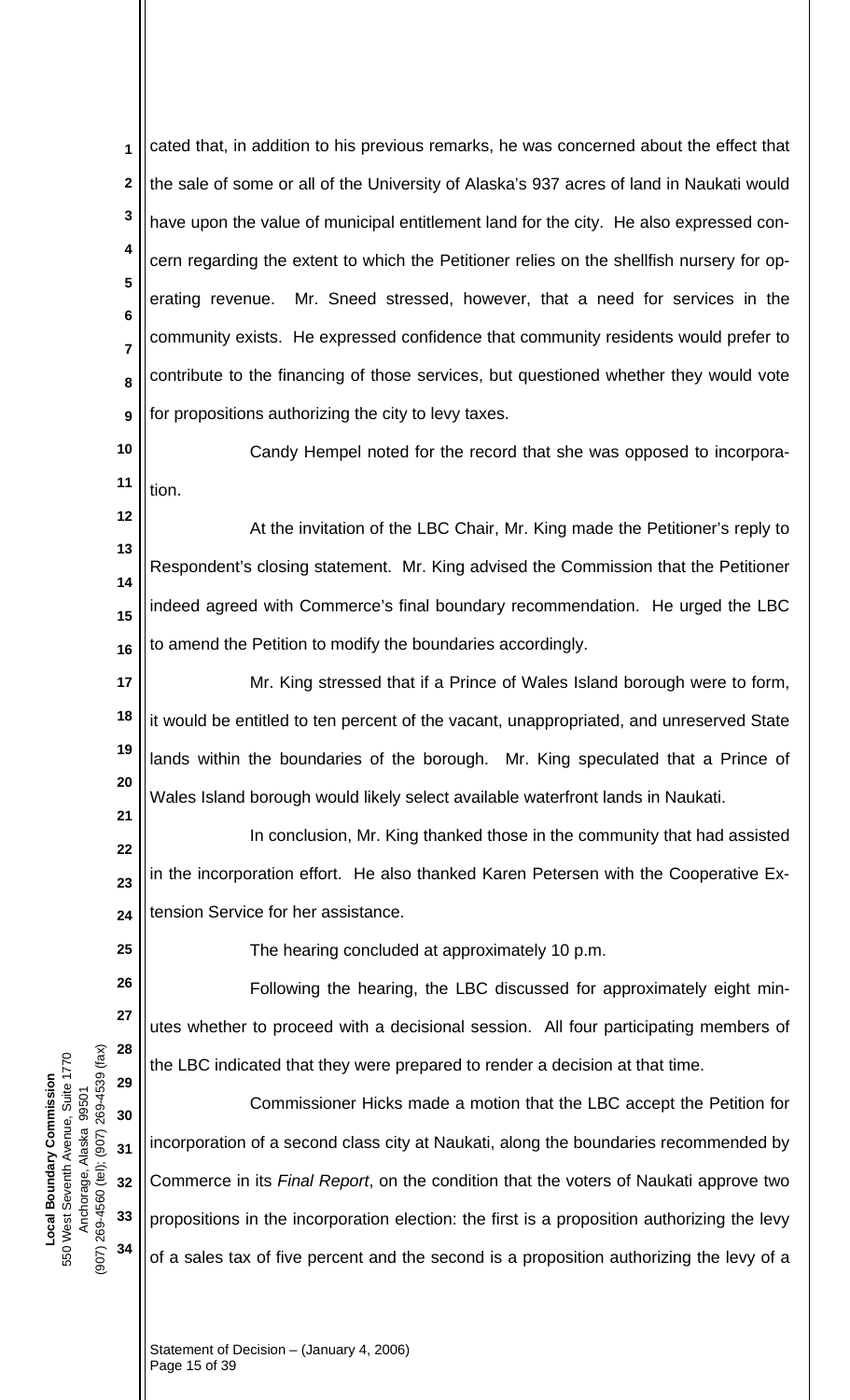cated that, in addition to his previous remarks, he was concerned about the effect that the sale of some or all of the University of Alaska's 937 acres of land in Naukati would have upon the value of municipal entitlement land for the city. He also expressed concern regarding the extent to which the Petitioner relies on the shellfish nursery for operating revenue. Mr. Sneed stressed, however, that a need for services in the community exists. He expressed confidence that community residents would prefer to contribute to the financing of those services, but questioned whether they would vote for propositions authorizing the city to levy taxes.

Candy Hempel noted for the record that she was opposed to incorporation.

At the invitation of the LBC Chair, Mr. King made the Petitioner's reply to Respondent's closing statement. Mr. King advised the Commission that the Petitioner indeed agreed with Commerce's final boundary recommendation. He urged the LBC to amend the Petition to modify the boundaries accordingly.

Mr. King stressed that if a Prince of Wales Island borough were to form, it would be entitled to ten percent of the vacant, unappropriated, and unreserved State lands within the boundaries of the borough. Mr. King speculated that a Prince of Wales Island borough would likely select available waterfront lands in Naukati.

In conclusion, Mr. King thanked those in the community that had assisted in the incorporation effort. He also thanked Karen Petersen with the Cooperative Extension Service for her assistance.

The hearing concluded at approximately 10 p.m.

Following the hearing, the LBC discussed for approximately eight minutes whether to proceed with a decisional session. All four participating members of the LBC indicated that they were prepared to render a decision at that time.

Commissioner Hicks made a motion that the LBC accept the Petition for incorporation of a second class city at Naukati, along the boundaries recommended by Commerce in its *Final Report*, on the condition that the voters of Naukati approve two propositions in the incorporation election: the first is a proposition authorizing the levy of a sales tax of five percent and the second is a proposition authorizing the levy of a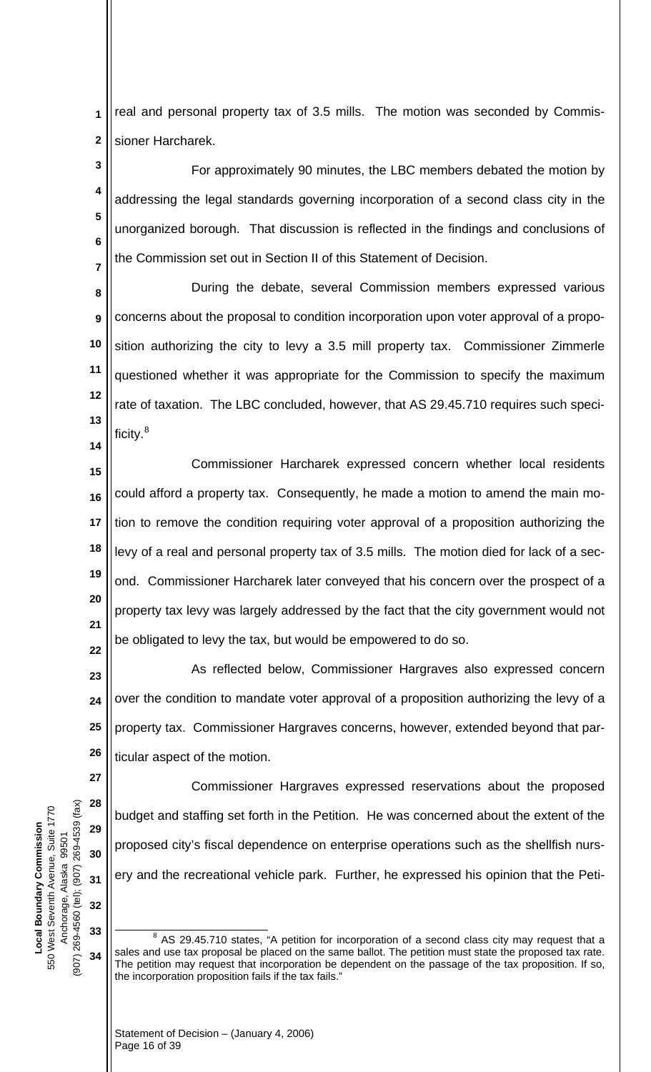real and personal property tax of 3.5 mills. The motion was seconded by Commissioner Harcharek.

For approximately 90 minutes, the LBC members debated the motion by addressing the legal standards governing incorporation of a second class city in the unorganized borough. That discussion is reflected in the findings and conclusions of the Commission set out in Section II of this Statement of Decision.

During the debate, several Commission members expressed various concerns about the proposal to condition incorporation upon voter approval of a proposition authorizing the city to levy a 3.5 mill property tax. Commissioner Zimmerle questioned whether it was appropriate for the Commission to specify the maximum rate of taxation. The LBC concluded, however, that AS 29.45.710 requires such specificity.[8]

Commissioner Harcharek expressed concern whether local residents could afford a property tax. Consequently, he made a motion to amend the main motion to remove the condition requiring voter approval of a proposition authorizing the levy of a real and personal property tax of 3.5 mills. The motion died for lack of a second. Commissioner Harcharek later conveyed that his concern over the prospect of a property tax levy was largely addressed by the fact that the city government would not be obligated to levy the tax, but would be empowered to do so.

As reflected below, Commissioner Hargraves also expressed concern over the condition to mandate voter approval of a proposition authorizing the levy of a property tax. Commissioner Hargraves concerns, however, extended beyond that particular aspect of the motion.

Commissioner Hargraves expressed reservations about the proposed budget and staffing set forth in the Petition. He was concerned about the extent of the proposed city's fiscal dependence on enterprise operations such as the shellfish nursery and the recreational vehicle park. Further, he expressed his opinion that the Peti-

---

[8] AS 29.45.710 states, "A petition for incorporation of a second class city may request that a sales and use tax proposal be placed on the same ballot. The petition must state the proposed tax rate. The petition may request that incorporation be dependent on the passage of the tax proposition. If so, the incorporation proposition fails if the tax fails."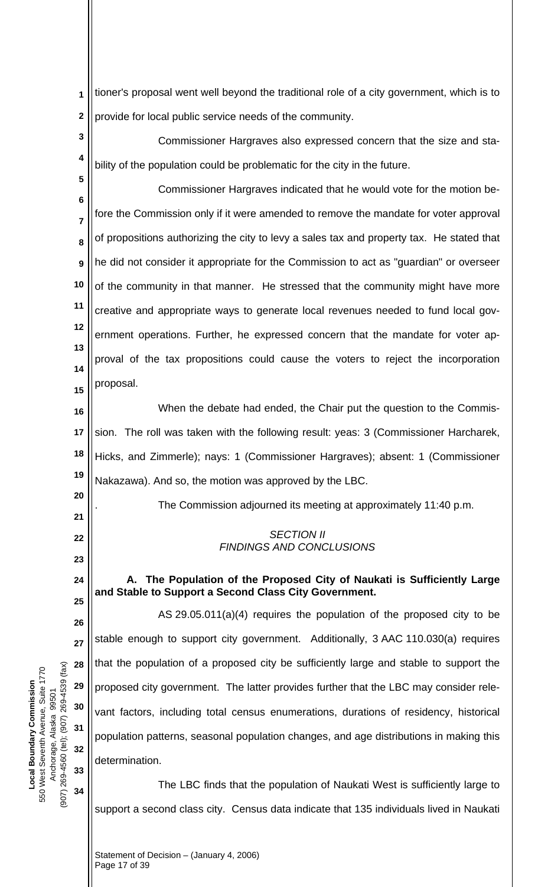tioner's proposal went well beyond the traditional role of a city government, which is to provide for local public service needs of the community.

Commissioner Hargraves also expressed concern that the size and stability of the population could be problematic for the city in the future.

Commissioner Hargraves indicated that he would vote for the motion before the Commission only if it were amended to remove the mandate for voter approval of propositions authorizing the city to levy a sales tax and property tax. He stated that he did not consider it appropriate for the Commission to act as "guardian" or overseer of the community in that manner. He stressed that the community might have more creative and appropriate ways to generate local revenues needed to fund local government operations. Further, he expressed concern that the mandate for voter approval of the tax propositions could cause the voters to reject the incorporation proposal.

When the debate had ended, the Chair put the question to the Commission. The roll was taken with the following result: yeas: 3 (Commissioner Harcharek, Hicks, and Zimmerle); nays: 1 (Commissioner Hargraves); absent: 1 (Commissioner Nakazawa). And so, the motion was approved by the LBC.

. The Commission adjourned its meeting at approximately 11:40 p.m.

## *SECTION II*
## *FINDINGS AND CONCLUSIONS*

### A. The Population of the Proposed City of Naukati is Sufficiently Large and Stable to Support a Second Class City Government.

AS 29.05.011(a)(4) requires the population of the proposed city to be stable enough to support city government. Additionally, 3 AAC 110.030(a) requires that the population of a proposed city be sufficiently large and stable to support the proposed city government. The latter provides further that the LBC may consider relevant factors, including total census enumerations, durations of residency, historical population patterns, seasonal population changes, and age distributions in making this determination.

The LBC finds that the population of Naukati West is sufficiently large to support a second class city. Census data indicate that 135 individuals lived in Naukati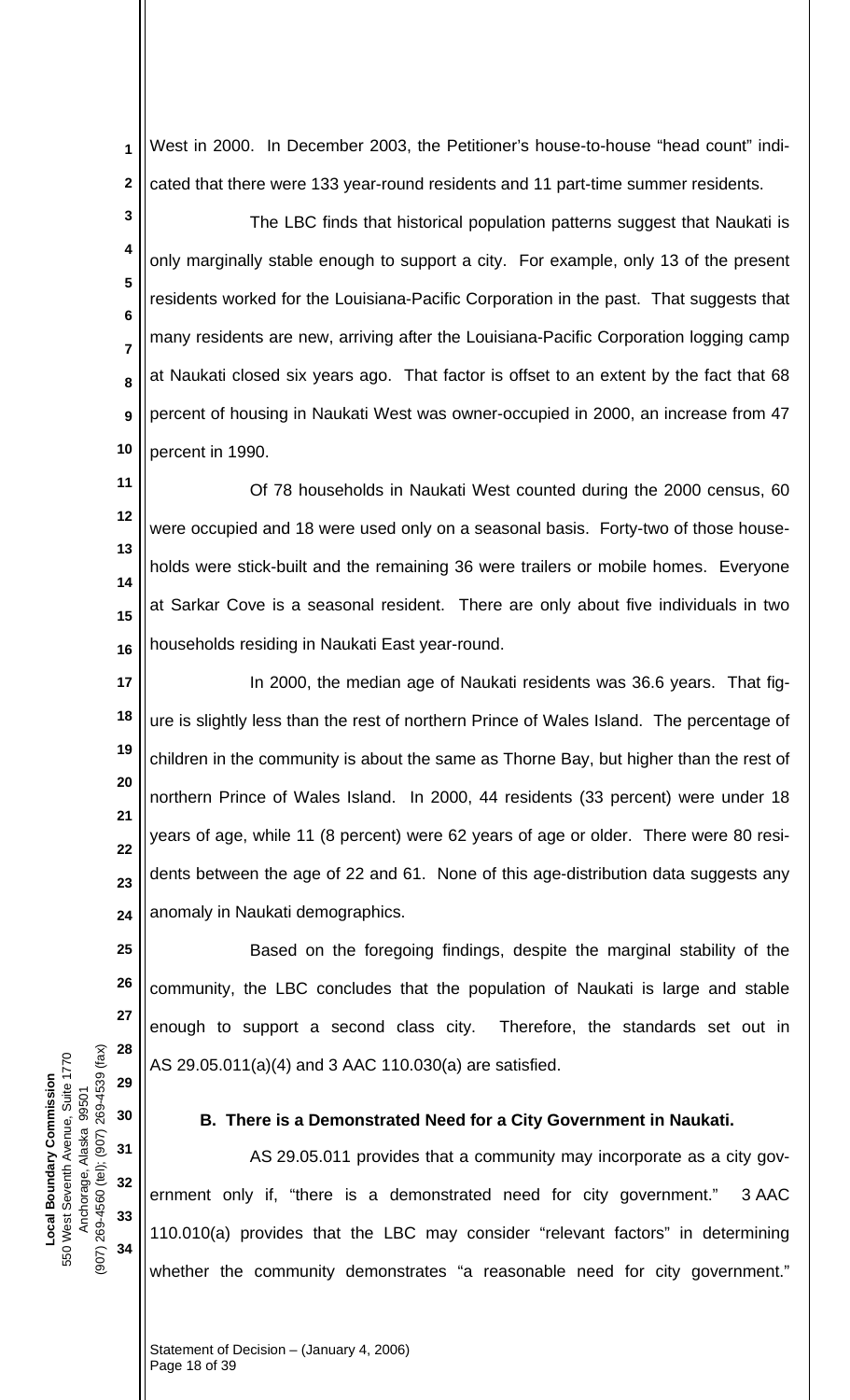West in 2000. In December 2003, the Petitioner's house-to-house "head count" indicated that there were 133 year-round residents and 11 part-time summer residents.

The LBC finds that historical population patterns suggest that Naukati is only marginally stable enough to support a city. For example, only 13 of the present residents worked for the Louisiana-Pacific Corporation in the past. That suggests that many residents are new, arriving after the Louisiana-Pacific Corporation logging camp at Naukati closed six years ago. That factor is offset to an extent by the fact that 68 percent of housing in Naukati West was owner-occupied in 2000, an increase from 47 percent in 1990.

Of 78 households in Naukati West counted during the 2000 census, 60 were occupied and 18 were used only on a seasonal basis. Forty-two of those households were stick-built and the remaining 36 were trailers or mobile homes. Everyone at Sarkar Cove is a seasonal resident. There are only about five individuals in two households residing in Naukati East year-round.

In 2000, the median age of Naukati residents was 36.6 years. That figure is slightly less than the rest of northern Prince of Wales Island. The percentage of children in the community is about the same as Thorne Bay, but higher than the rest of northern Prince of Wales Island. In 2000, 44 residents (33 percent) were under 18 years of age, while 11 (8 percent) were 62 years of age or older. There were 80 residents between the age of 22 and 61. None of this age-distribution data suggests any anomaly in Naukati demographics.

Based on the foregoing findings, despite the marginal stability of the community, the LBC concludes that the population of Naukati is large and stable enough to support a second class city. Therefore, the standards set out in AS 29.05.011(a)(4) and 3 AAC 110.030(a) are satisfied.

**B. There is a Demonstrated Need for a City Government in Naukati.**

AS 29.05.011 provides that a community may incorporate as a city government only if, "there is a demonstrated need for city government." 3 AAC 110.010(a) provides that the LBC may consider "relevant factors" in determining whether the community demonstrates "a reasonable need for city government."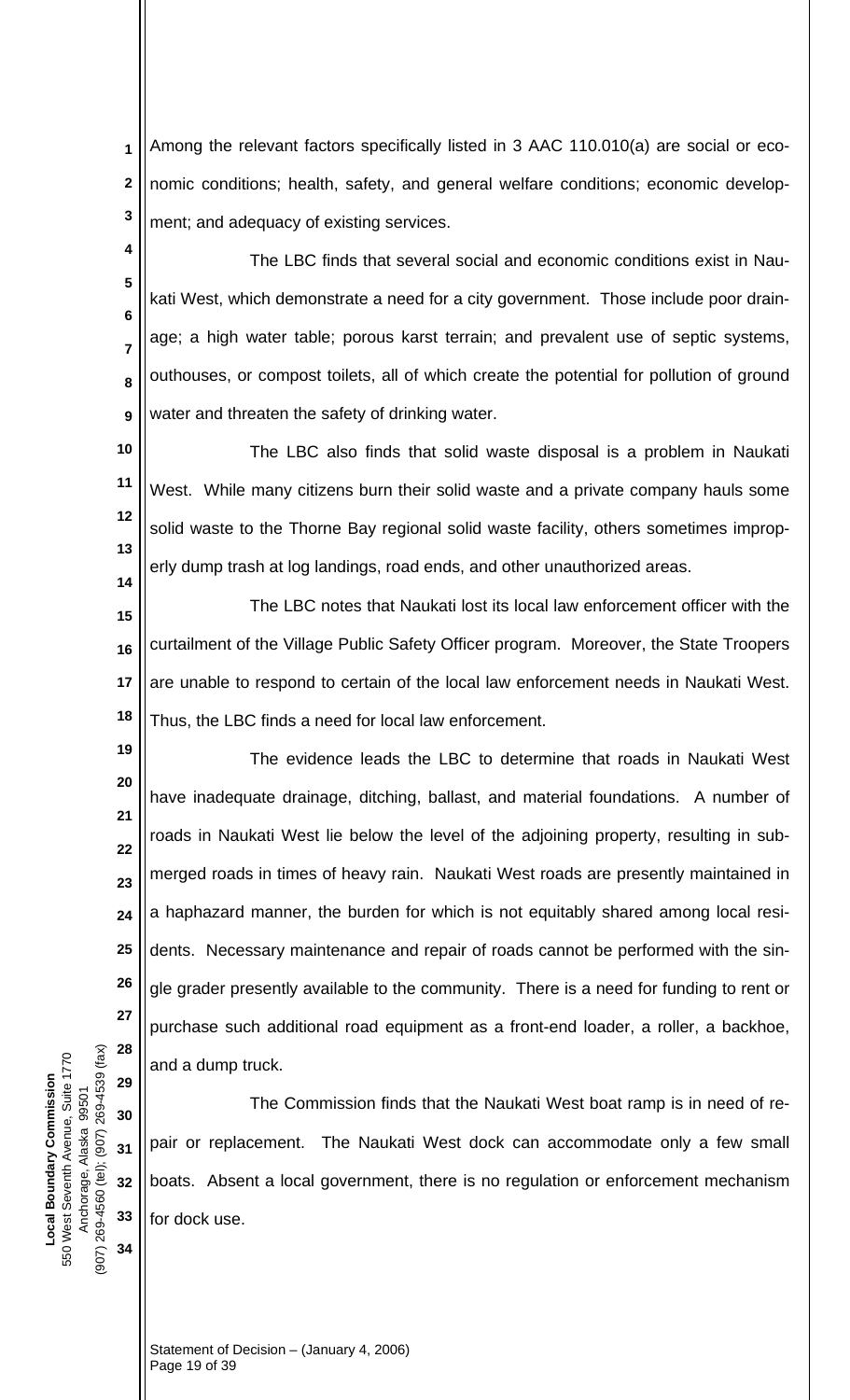Among the relevant factors specifically listed in 3 AAC 110.010(a) are social or economic conditions; health, safety, and general welfare conditions; economic development; and adequacy of existing services.

The LBC finds that several social and economic conditions exist in Naukati West, which demonstrate a need for a city government. Those include poor drainage; a high water table; porous karst terrain; and prevalent use of septic systems, outhouses, or compost toilets, all of which create the potential for pollution of ground water and threaten the safety of drinking water.

The LBC also finds that solid waste disposal is a problem in Naukati West. While many citizens burn their solid waste and a private company hauls some solid waste to the Thorne Bay regional solid waste facility, others sometimes improperly dump trash at log landings, road ends, and other unauthorized areas.

The LBC notes that Naukati lost its local law enforcement officer with the curtailment of the Village Public Safety Officer program. Moreover, the State Troopers are unable to respond to certain of the local law enforcement needs in Naukati West. Thus, the LBC finds a need for local law enforcement.

The evidence leads the LBC to determine that roads in Naukati West have inadequate drainage, ditching, ballast, and material foundations. A number of roads in Naukati West lie below the level of the adjoining property, resulting in submerged roads in times of heavy rain. Naukati West roads are presently maintained in a haphazard manner, the burden for which is not equitably shared among local residents. Necessary maintenance and repair of roads cannot be performed with the single grader presently available to the community. There is a need for funding to rent or purchase such additional road equipment as a front-end loader, a roller, a backhoe, and a dump truck.

The Commission finds that the Naukati West boat ramp is in need of repair or replacement. The Naukati West dock can accommodate only a few small boats. Absent a local government, there is no regulation or enforcement mechanism for dock use.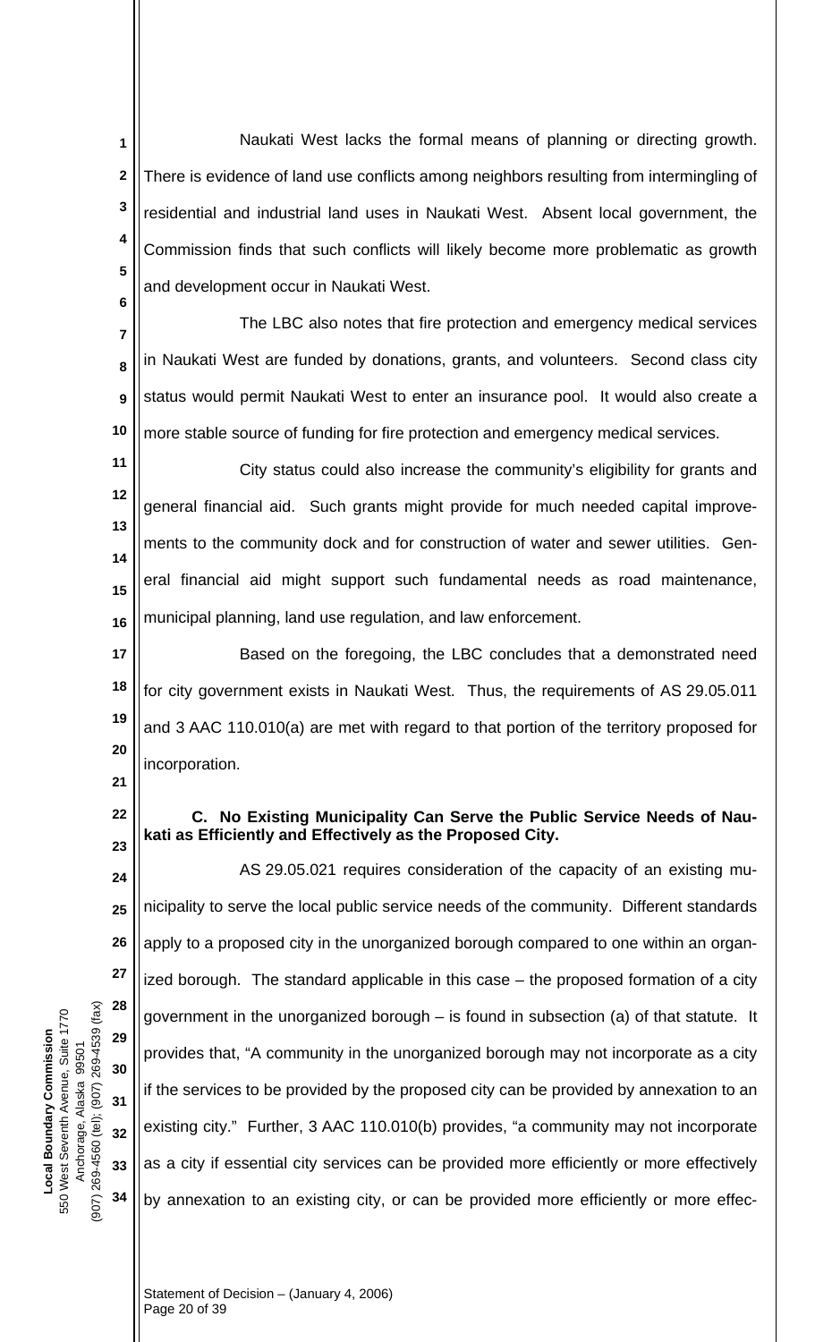Naukati West lacks the formal means of planning or directing growth. There is evidence of land use conflicts among neighbors resulting from intermingling of residential and industrial land uses in Naukati West. Absent local government, the Commission finds that such conflicts will likely become more problematic as growth and development occur in Naukati West.

The LBC also notes that fire protection and emergency medical services in Naukati West are funded by donations, grants, and volunteers. Second class city status would permit Naukati West to enter an insurance pool. It would also create a more stable source of funding for fire protection and emergency medical services.

City status could also increase the community's eligibility for grants and general financial aid. Such grants might provide for much needed capital improvements to the community dock and for construction of water and sewer utilities. General financial aid might support such fundamental needs as road maintenance, municipal planning, land use regulation, and law enforcement.

Based on the foregoing, the LBC concludes that a demonstrated need for city government exists in Naukati West. Thus, the requirements of AS 29.05.011 and 3 AAC 110.010(a) are met with regard to that portion of the territory proposed for incorporation.

### C. No Existing Municipality Can Serve the Public Service Needs of Naukati as Efficiently and Effectively as the Proposed City.

AS 29.05.021 requires consideration of the capacity of an existing municipality to serve the local public service needs of the community. Different standards apply to a proposed city in the unorganized borough compared to one within an organized borough. The standard applicable in this case – the proposed formation of a city government in the unorganized borough – is found in subsection (a) of that statute. It provides that, "A community in the unorganized borough may not incorporate as a city if the services to be provided by the proposed city can be provided by annexation to an existing city." Further, 3 AAC 110.010(b) provides, "a community may not incorporate as a city if essential city services can be provided more efficiently or more effectively by annexation to an existing city, or can be provided more efficiently or more effec-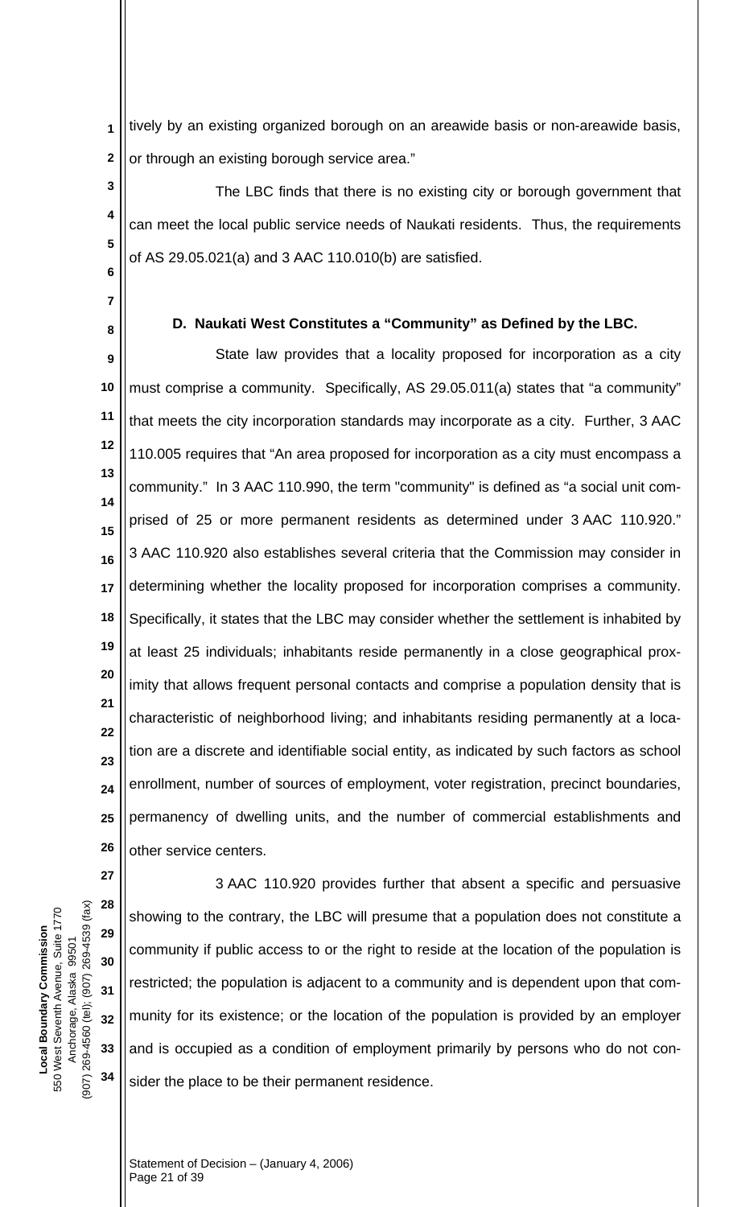tively by an existing organized borough on an areawide basis or non-areawide basis, or through an existing borough service area."

The LBC finds that there is no existing city or borough government that can meet the local public service needs of Naukati residents. Thus, the requirements of AS 29.05.021(a) and 3 AAC 110.010(b) are satisfied.

### D. Naukati West Constitutes a "Community" as Defined by the LBC.

State law provides that a locality proposed for incorporation as a city must comprise a community. Specifically, AS 29.05.011(a) states that "a community" that meets the city incorporation standards may incorporate as a city. Further, 3 AAC 110.005 requires that "An area proposed for incorporation as a city must encompass a community." In 3 AAC 110.990, the term "community" is defined as "a social unit comprised of 25 or more permanent residents as determined under 3 AAC 110.920." 3 AAC 110.920 also establishes several criteria that the Commission may consider in determining whether the locality proposed for incorporation comprises a community. Specifically, it states that the LBC may consider whether the settlement is inhabited by at least 25 individuals; inhabitants reside permanently in a close geographical proximity that allows frequent personal contacts and comprise a population density that is characteristic of neighborhood living; and inhabitants residing permanently at a location are a discrete and identifiable social entity, as indicated by such factors as school enrollment, number of sources of employment, voter registration, precinct boundaries, permanency of dwelling units, and the number of commercial establishments and other service centers.

3 AAC 110.920 provides further that absent a specific and persuasive showing to the contrary, the LBC will presume that a population does not constitute a community if public access to or the right to reside at the location of the population is restricted; the population is adjacent to a community and is dependent upon that community for its existence; or the location of the population is provided by an employer and is occupied as a condition of employment primarily by persons who do not consider the place to be their permanent residence.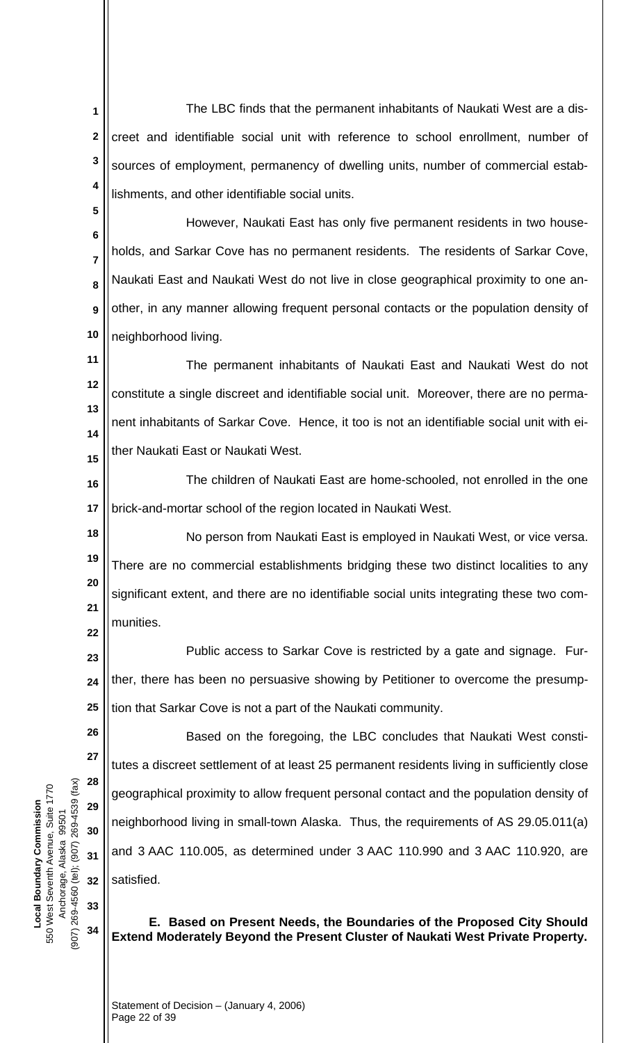The LBC finds that the permanent inhabitants of Naukati West are a discreet and identifiable social unit with reference to school enrollment, number of sources of employment, permanency of dwelling units, number of commercial establishments, and other identifiable social units.

However, Naukati East has only five permanent residents in two households, and Sarkar Cove has no permanent residents. The residents of Sarkar Cove, Naukati East and Naukati West do not live in close geographical proximity to one another, in any manner allowing frequent personal contacts or the population density of neighborhood living.

The permanent inhabitants of Naukati East and Naukati West do not constitute a single discreet and identifiable social unit. Moreover, there are no permanent inhabitants of Sarkar Cove. Hence, it too is not an identifiable social unit with either Naukati East or Naukati West.

The children of Naukati East are home-schooled, not enrolled in the one brick-and-mortar school of the region located in Naukati West.

No person from Naukati East is employed in Naukati West, or vice versa. There are no commercial establishments bridging these two distinct localities to any significant extent, and there are no identifiable social units integrating these two communities.

Public access to Sarkar Cove is restricted by a gate and signage. Further, there has been no persuasive showing by Petitioner to overcome the presumption that Sarkar Cove is not a part of the Naukati community.

Based on the foregoing, the LBC concludes that Naukati West constitutes a discreet settlement of at least 25 permanent residents living in sufficiently close geographical proximity to allow frequent personal contact and the population density of neighborhood living in small-town Alaska. Thus, the requirements of AS 29.05.011(a) and 3 AAC 110.005, as determined under 3 AAC 110.990 and 3 AAC 110.920, are satisfied.

**E. Based on Present Needs, the Boundaries of the Proposed City Should Extend Moderately Beyond the Present Cluster of Naukati West Private Property.**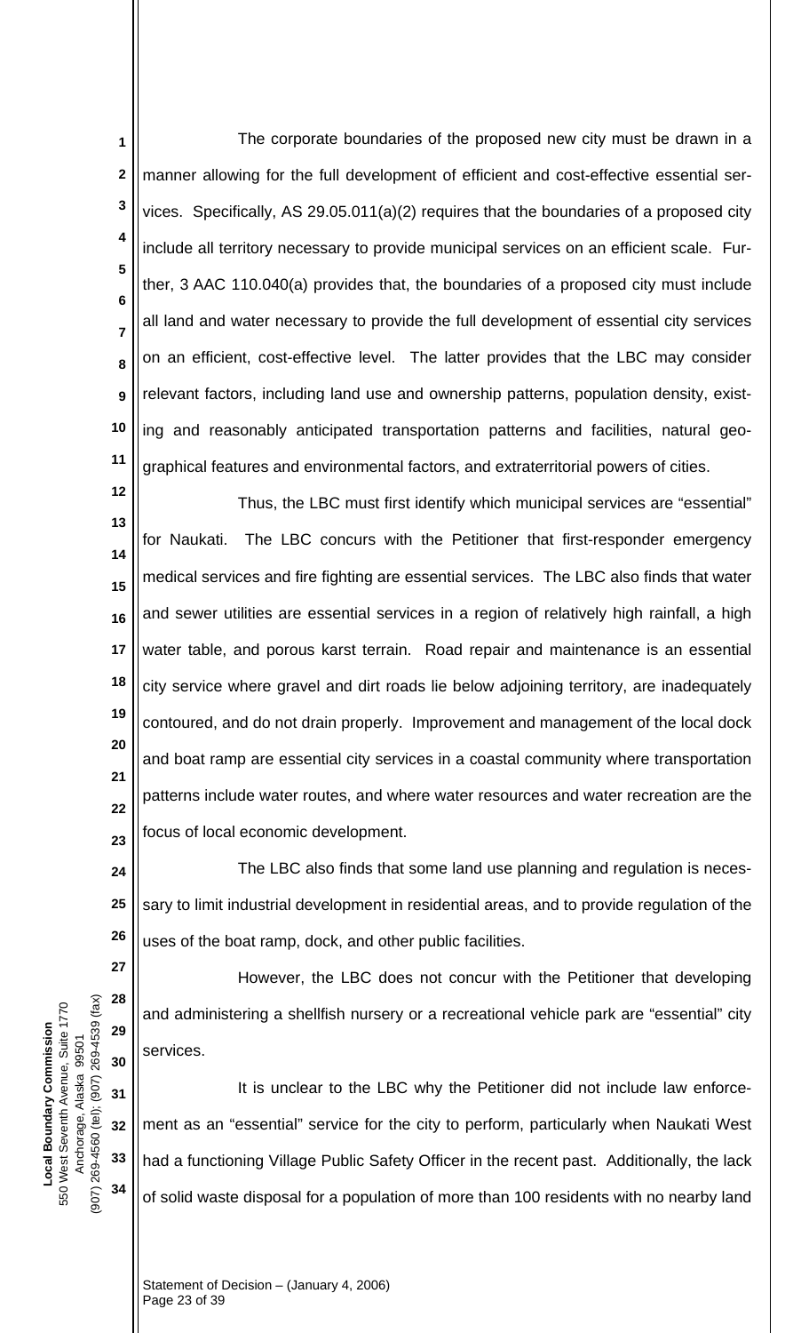The corporate boundaries of the proposed new city must be drawn in a manner allowing for the full development of efficient and cost-effective essential services. Specifically, AS 29.05.011(a)(2) requires that the boundaries of a proposed city include all territory necessary to provide municipal services on an efficient scale. Further, 3 AAC 110.040(a) provides that, the boundaries of a proposed city must include all land and water necessary to provide the full development of essential city services on an efficient, cost-effective level. The latter provides that the LBC may consider relevant factors, including land use and ownership patterns, population density, existing and reasonably anticipated transportation patterns and facilities, natural geographical features and environmental factors, and extraterritorial powers of cities.

Thus, the LBC must first identify which municipal services are "essential" for Naukati. The LBC concurs with the Petitioner that first-responder emergency medical services and fire fighting are essential services. The LBC also finds that water and sewer utilities are essential services in a region of relatively high rainfall, a high water table, and porous karst terrain. Road repair and maintenance is an essential city service where gravel and dirt roads lie below adjoining territory, are inadequately contoured, and do not drain properly. Improvement and management of the local dock and boat ramp are essential city services in a coastal community where transportation patterns include water routes, and where water resources and water recreation are the focus of local economic development.

The LBC also finds that some land use planning and regulation is necessary to limit industrial development in residential areas, and to provide regulation of the uses of the boat ramp, dock, and other public facilities.

However, the LBC does not concur with the Petitioner that developing and administering a shellfish nursery or a recreational vehicle park are "essential" city services.

It is unclear to the LBC why the Petitioner did not include law enforcement as an "essential" service for the city to perform, particularly when Naukati West had a functioning Village Public Safety Officer in the recent past. Additionally, the lack of solid waste disposal for a population of more than 100 residents with no nearby land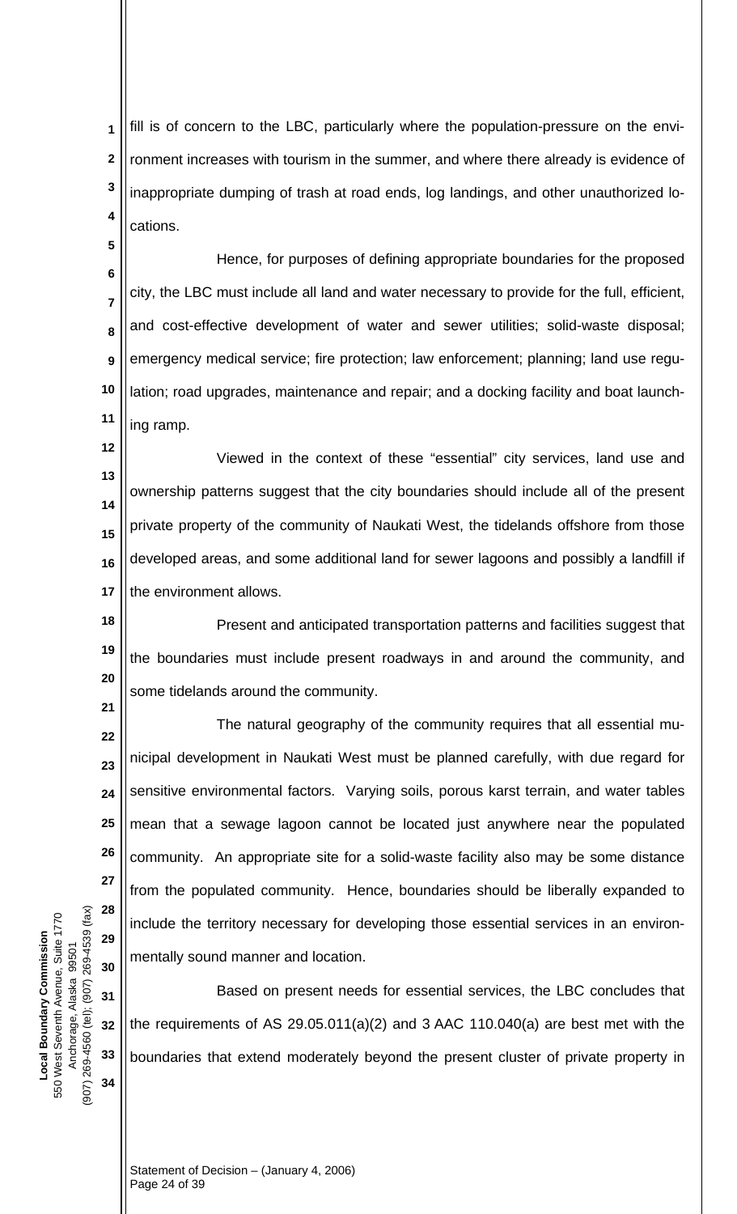fill is of concern to the LBC, particularly where the population-pressure on the environment increases with tourism in the summer, and where there already is evidence of inappropriate dumping of trash at road ends, log landings, and other unauthorized locations.

Hence, for purposes of defining appropriate boundaries for the proposed city, the LBC must include all land and water necessary to provide for the full, efficient, and cost-effective development of water and sewer utilities; solid-waste disposal; emergency medical service; fire protection; law enforcement; planning; land use regulation; road upgrades, maintenance and repair; and a docking facility and boat launching ramp.

Viewed in the context of these "essential" city services, land use and ownership patterns suggest that the city boundaries should include all of the present private property of the community of Naukati West, the tidelands offshore from those developed areas, and some additional land for sewer lagoons and possibly a landfill if the environment allows.

Present and anticipated transportation patterns and facilities suggest that the boundaries must include present roadways in and around the community, and some tidelands around the community.

The natural geography of the community requires that all essential municipal development in Naukati West must be planned carefully, with due regard for sensitive environmental factors. Varying soils, porous karst terrain, and water tables mean that a sewage lagoon cannot be located just anywhere near the populated community. An appropriate site for a solid-waste facility also may be some distance from the populated community. Hence, boundaries should be liberally expanded to include the territory necessary for developing those essential services in an environmentally sound manner and location.

Based on present needs for essential services, the LBC concludes that the requirements of AS 29.05.011(a)(2) and 3 AAC 110.040(a) are best met with the boundaries that extend moderately beyond the present cluster of private property in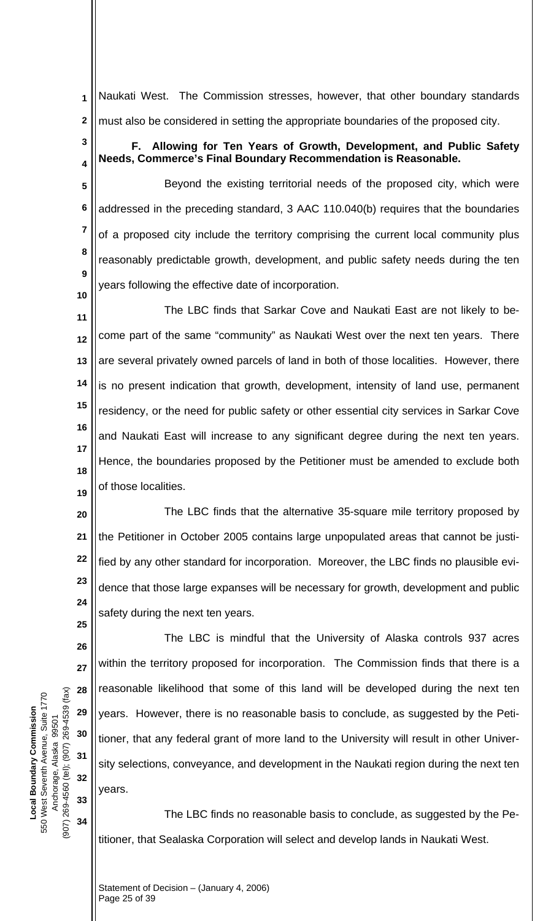Naukati West. The Commission stresses, however, that other boundary standards must also be considered in setting the appropriate boundaries of the proposed city.

**F. Allowing for Ten Years of Growth, Development, and Public Safety Needs, Commerce's Final Boundary Recommendation is Reasonable.**

Beyond the existing territorial needs of the proposed city, which were addressed in the preceding standard, 3 AAC 110.040(b) requires that the boundaries of a proposed city include the territory comprising the current local community plus reasonably predictable growth, development, and public safety needs during the ten years following the effective date of incorporation.

The LBC finds that Sarkar Cove and Naukati East are not likely to become part of the same "community" as Naukati West over the next ten years. There are several privately owned parcels of land in both of those localities. However, there is no present indication that growth, development, intensity of land use, permanent residency, or the need for public safety or other essential city services in Sarkar Cove and Naukati East will increase to any significant degree during the next ten years. Hence, the boundaries proposed by the Petitioner must be amended to exclude both of those localities.

The LBC finds that the alternative 35-square mile territory proposed by the Petitioner in October 2005 contains large unpopulated areas that cannot be justified by any other standard for incorporation. Moreover, the LBC finds no plausible evidence that those large expanses will be necessary for growth, development and public safety during the next ten years.

The LBC is mindful that the University of Alaska controls 937 acres within the territory proposed for incorporation. The Commission finds that there is a reasonable likelihood that some of this land will be developed during the next ten years. However, there is no reasonable basis to conclude, as suggested by the Petitioner, that any federal grant of more land to the University will result in other University selections, conveyance, and development in the Naukati region during the next ten years.

The LBC finds no reasonable basis to conclude, as suggested by the Petitioner, that Sealaska Corporation will select and develop lands in Naukati West.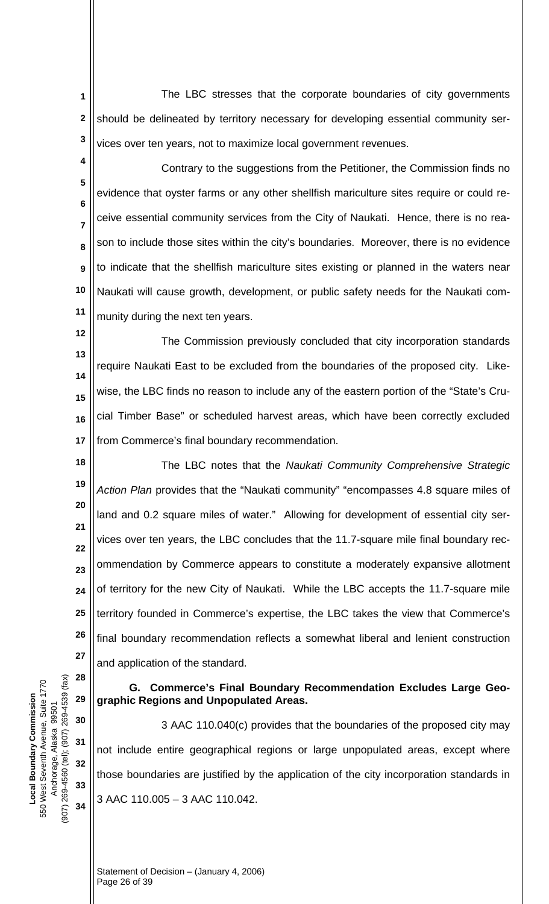The LBC stresses that the corporate boundaries of city governments should be delineated by territory necessary for developing essential community services over ten years, not to maximize local government revenues.

Contrary to the suggestions from the Petitioner, the Commission finds no evidence that oyster farms or any other shellfish mariculture sites require or could receive essential community services from the City of Naukati. Hence, there is no reason to include those sites within the city's boundaries. Moreover, there is no evidence to indicate that the shellfish mariculture sites existing or planned in the waters near Naukati will cause growth, development, or public safety needs for the Naukati community during the next ten years.

The Commission previously concluded that city incorporation standards require Naukati East to be excluded from the boundaries of the proposed city. Likewise, the LBC finds no reason to include any of the eastern portion of the "State's Crucial Timber Base" or scheduled harvest areas, which have been correctly excluded from Commerce's final boundary recommendation.

The LBC notes that the *Naukati Community Comprehensive Strategic Action Plan* provides that the "Naukati community" "encompasses 4.8 square miles of land and 0.2 square miles of water." Allowing for development of essential city services over ten years, the LBC concludes that the 11.7-square mile final boundary recommendation by Commerce appears to constitute a moderately expansive allotment of territory for the new City of Naukati. While the LBC accepts the 11.7-square mile territory founded in Commerce's expertise, the LBC takes the view that Commerce's final boundary recommendation reflects a somewhat liberal and lenient construction and application of the standard.

### G. Commerce's Final Boundary Recommendation Excludes Large Geographic Regions and Unpopulated Areas.

3 AAC 110.040(c) provides that the boundaries of the proposed city may not include entire geographical regions or large unpopulated areas, except where those boundaries are justified by the application of the city incorporation standards in 3 AAC 110.005 – 3 AAC 110.042.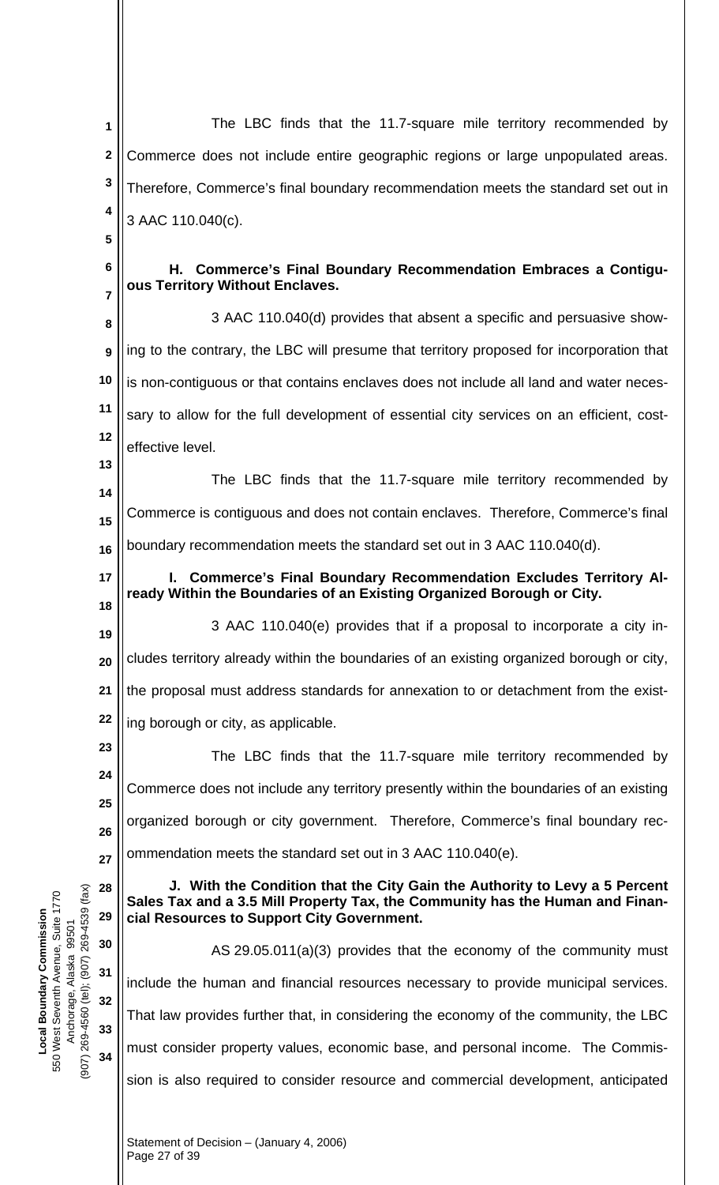The LBC finds that the 11.7-square mile territory recommended by Commerce does not include entire geographic regions or large unpopulated areas. Therefore, Commerce's final boundary recommendation meets the standard set out in 3 AAC 110.040(c).

**H. Commerce's Final Boundary Recommendation Embraces a Contiguous Territory Without Enclaves.**

3 AAC 110.040(d) provides that absent a specific and persuasive showing to the contrary, the LBC will presume that territory proposed for incorporation that is non-contiguous or that contains enclaves does not include all land and water necessary to allow for the full development of essential city services on an efficient, cost-effective level.

The LBC finds that the 11.7-square mile territory recommended by Commerce is contiguous and does not contain enclaves. Therefore, Commerce's final boundary recommendation meets the standard set out in 3 AAC 110.040(d).

**I. Commerce's Final Boundary Recommendation Excludes Territory Already Within the Boundaries of an Existing Organized Borough or City.**

3 AAC 110.040(e) provides that if a proposal to incorporate a city includes territory already within the boundaries of an existing organized borough or city, the proposal must address standards for annexation to or detachment from the existing borough or city, as applicable.

The LBC finds that the 11.7-square mile territory recommended by Commerce does not include any territory presently within the boundaries of an existing organized borough or city government. Therefore, Commerce's final boundary recommendation meets the standard set out in 3 AAC 110.040(e).

**J. With the Condition that the City Gain the Authority to Levy a 5 Percent Sales Tax and a 3.5 Mill Property Tax, the Community has the Human and Financial Resources to Support City Government.**

AS 29.05.011(a)(3) provides that the economy of the community must include the human and financial resources necessary to provide municipal services. That law provides further that, in considering the economy of the community, the LBC must consider property values, economic base, and personal income. The Commission is also required to consider resource and commercial development, anticipated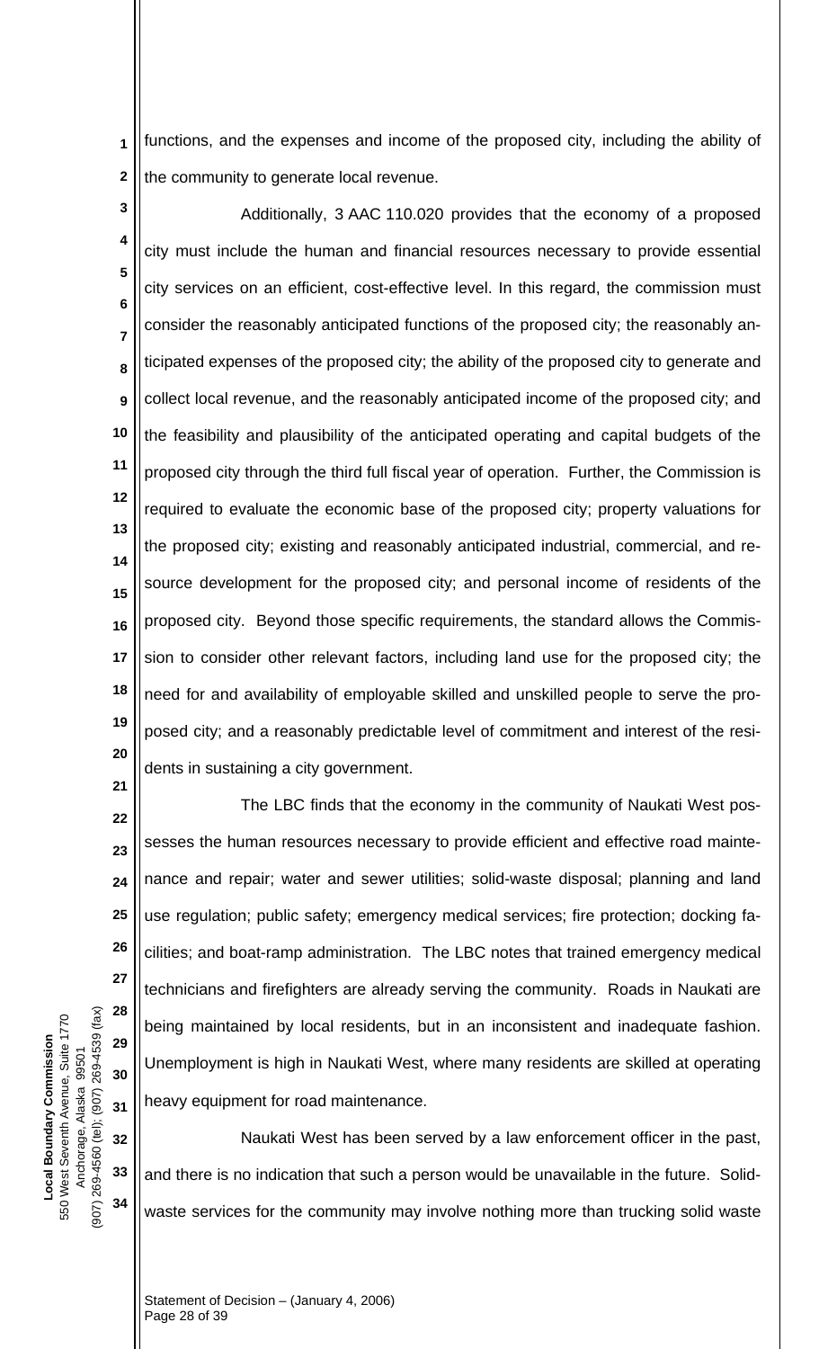functions, and the expenses and income of the proposed city, including the ability of the community to generate local revenue.

Additionally, 3 AAC 110.020 provides that the economy of a proposed city must include the human and financial resources necessary to provide essential city services on an efficient, cost-effective level. In this regard, the commission must consider the reasonably anticipated functions of the proposed city; the reasonably anticipated expenses of the proposed city; the ability of the proposed city to generate and collect local revenue, and the reasonably anticipated income of the proposed city; and the feasibility and plausibility of the anticipated operating and capital budgets of the proposed city through the third full fiscal year of operation. Further, the Commission is required to evaluate the economic base of the proposed city; property valuations for the proposed city; existing and reasonably anticipated industrial, commercial, and resource development for the proposed city; and personal income of residents of the proposed city. Beyond those specific requirements, the standard allows the Commission to consider other relevant factors, including land use for the proposed city; the need for and availability of employable skilled and unskilled people to serve the proposed city; and a reasonably predictable level of commitment and interest of the residents in sustaining a city government.

The LBC finds that the economy in the community of Naukati West possesses the human resources necessary to provide efficient and effective road maintenance and repair; water and sewer utilities; solid-waste disposal; planning and land use regulation; public safety; emergency medical services; fire protection; docking facilities; and boat-ramp administration. The LBC notes that trained emergency medical technicians and firefighters are already serving the community. Roads in Naukati are being maintained by local residents, but in an inconsistent and inadequate fashion. Unemployment is high in Naukati West, where many residents are skilled at operating heavy equipment for road maintenance.

Naukati West has been served by a law enforcement officer in the past, and there is no indication that such a person would be unavailable in the future. Solid-waste services for the community may involve nothing more than trucking solid waste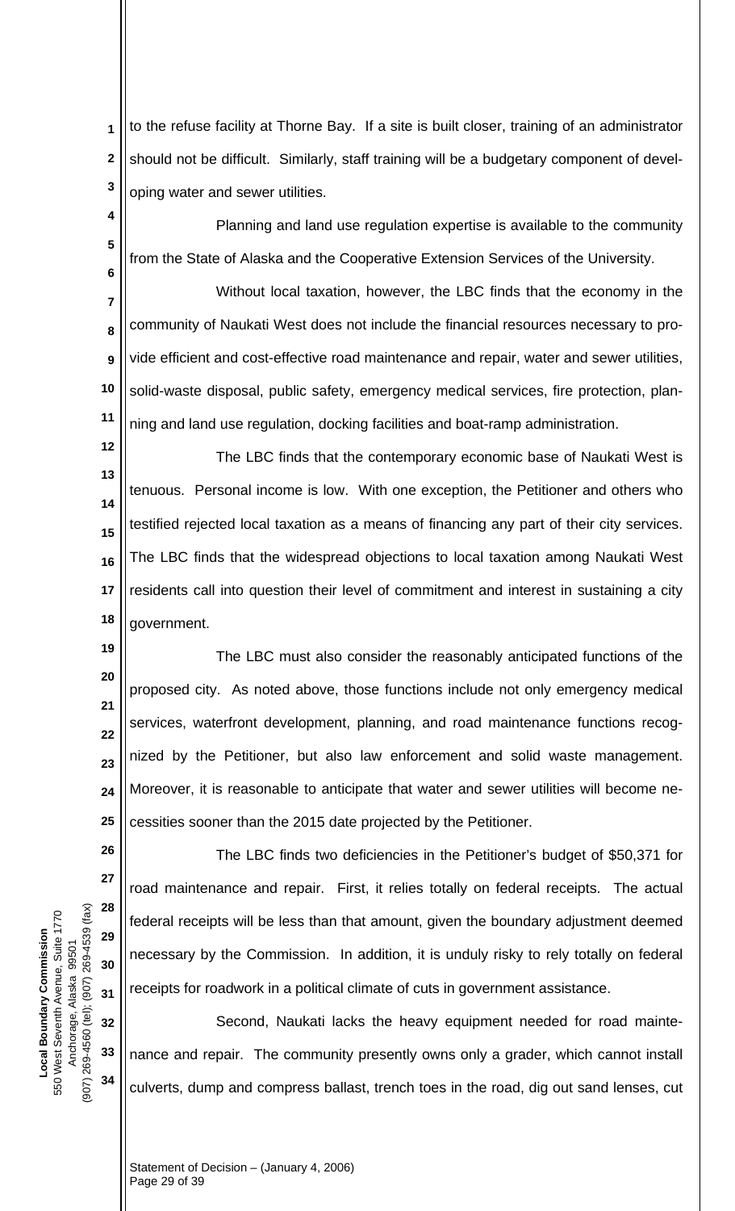to the refuse facility at Thorne Bay. If a site is built closer, training of an administrator should not be difficult. Similarly, staff training will be a budgetary component of developing water and sewer utilities.

Planning and land use regulation expertise is available to the community from the State of Alaska and the Cooperative Extension Services of the University.

Without local taxation, however, the LBC finds that the economy in the community of Naukati West does not include the financial resources necessary to provide efficient and cost-effective road maintenance and repair, water and sewer utilities, solid-waste disposal, public safety, emergency medical services, fire protection, planning and land use regulation, docking facilities and boat-ramp administration.

The LBC finds that the contemporary economic base of Naukati West is tenuous. Personal income is low. With one exception, the Petitioner and others who testified rejected local taxation as a means of financing any part of their city services. The LBC finds that the widespread objections to local taxation among Naukati West residents call into question their level of commitment and interest in sustaining a city government.

The LBC must also consider the reasonably anticipated functions of the proposed city. As noted above, those functions include not only emergency medical services, waterfront development, planning, and road maintenance functions recognized by the Petitioner, but also law enforcement and solid waste management. Moreover, it is reasonable to anticipate that water and sewer utilities will become necessities sooner than the 2015 date projected by the Petitioner.

The LBC finds two deficiencies in the Petitioner's budget of $50,371 for road maintenance and repair. First, it relies totally on federal receipts. The actual federal receipts will be less than that amount, given the boundary adjustment deemed necessary by the Commission. In addition, it is unduly risky to rely totally on federal receipts for roadwork in a political climate of cuts in government assistance.

Second, Naukati lacks the heavy equipment needed for road maintenance and repair. The community presently owns only a grader, which cannot install culverts, dump and compress ballast, trench toes in the road, dig out sand lenses, cut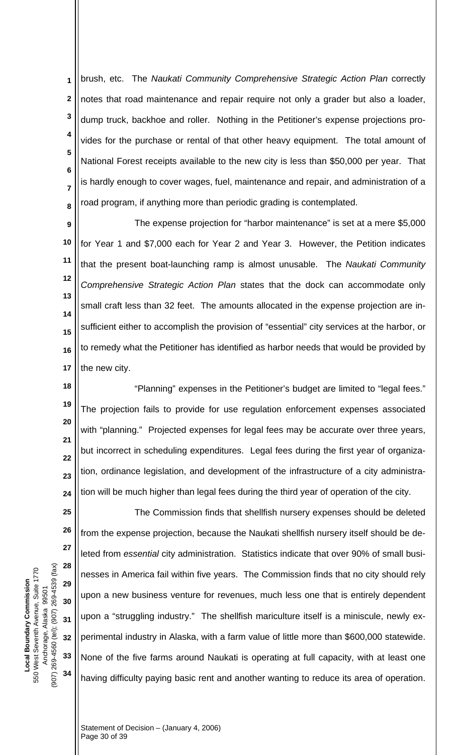brush, etc. The *Naukati Community Comprehensive Strategic Action Plan* correctly notes that road maintenance and repair require not only a grader but also a loader, dump truck, backhoe and roller. Nothing in the Petitioner's expense projections provides for the purchase or rental of that other heavy equipment. The total amount of National Forest receipts available to the new city is less than $50,000 per year. That is hardly enough to cover wages, fuel, maintenance and repair, and administration of a road program, if anything more than periodic grading is contemplated.

The expense projection for "harbor maintenance" is set at a mere $5,000 for Year 1 and $7,000 each for Year 2 and Year 3. However, the Petition indicates that the present boat-launching ramp is almost unusable. The *Naukati Community Comprehensive Strategic Action Plan* states that the dock can accommodate only small craft less than 32 feet. The amounts allocated in the expense projection are insufficient either to accomplish the provision of "essential" city services at the harbor, or to remedy what the Petitioner has identified as harbor needs that would be provided by the new city.

"Planning" expenses in the Petitioner's budget are limited to "legal fees." The projection fails to provide for use regulation enforcement expenses associated with "planning." Projected expenses for legal fees may be accurate over three years, but incorrect in scheduling expenditures. Legal fees during the first year of organization, ordinance legislation, and development of the infrastructure of a city administration will be much higher than legal fees during the third year of operation of the city.

The Commission finds that shellfish nursery expenses should be deleted from the expense projection, because the Naukati shellfish nursery itself should be deleted from *essential* city administration. Statistics indicate that over 90% of small businesses in America fail within five years. The Commission finds that no city should rely upon a new business venture for revenues, much less one that is entirely dependent upon a "struggling industry." The shellfish mariculture itself is a miniscule, newly experimental industry in Alaska, with a farm value of little more than $600,000 statewide. None of the five farms around Naukati is operating at full capacity, with at least one having difficulty paying basic rent and another wanting to reduce its area of operation.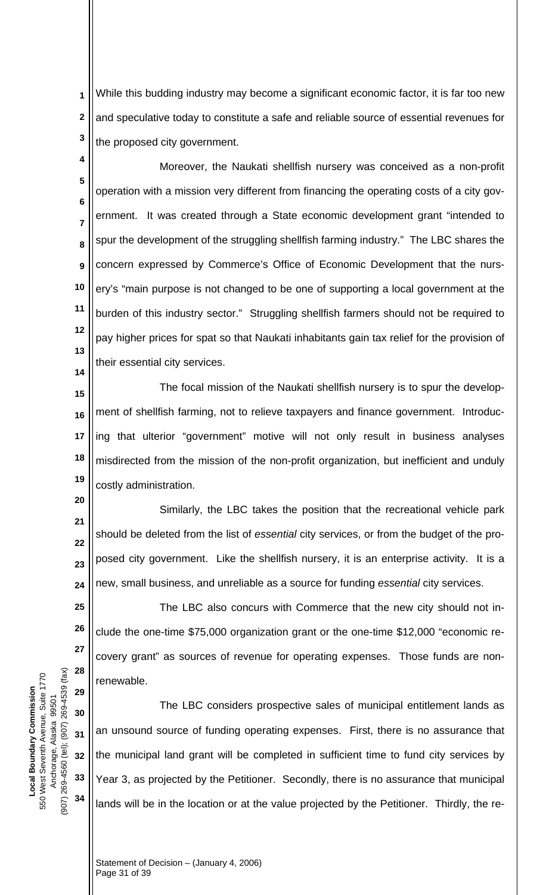While this budding industry may become a significant economic factor, it is far too new and speculative today to constitute a safe and reliable source of essential revenues for the proposed city government.

Moreover, the Naukati shellfish nursery was conceived as a non-profit operation with a mission very different from financing the operating costs of a city government. It was created through a State economic development grant "intended to spur the development of the struggling shellfish farming industry." The LBC shares the concern expressed by Commerce's Office of Economic Development that the nursery's "main purpose is not changed to be one of supporting a local government at the burden of this industry sector." Struggling shellfish farmers should not be required to pay higher prices for spat so that Naukati inhabitants gain tax relief for the provision of their essential city services.

The focal mission of the Naukati shellfish nursery is to spur the development of shellfish farming, not to relieve taxpayers and finance government. Introducing that ulterior "government" motive will not only result in business analyses misdirected from the mission of the non-profit organization, but inefficient and unduly costly administration.

Similarly, the LBC takes the position that the recreational vehicle park should be deleted from the list of *essential* city services, or from the budget of the proposed city government. Like the shellfish nursery, it is an enterprise activity. It is a new, small business, and unreliable as a source for funding *essential* city services.

The LBC also concurs with Commerce that the new city should not include the one-time $75,000 organization grant or the one-time $12,000 "economic recovery grant" as sources of revenue for operating expenses. Those funds are non-renewable.

The LBC considers prospective sales of municipal entitlement lands as an unsound source of funding operating expenses. First, there is no assurance that the municipal land grant will be completed in sufficient time to fund city services by Year 3, as projected by the Petitioner. Secondly, there is no assurance that municipal lands will be in the location or at the value projected by the Petitioner. Thirdly, the re-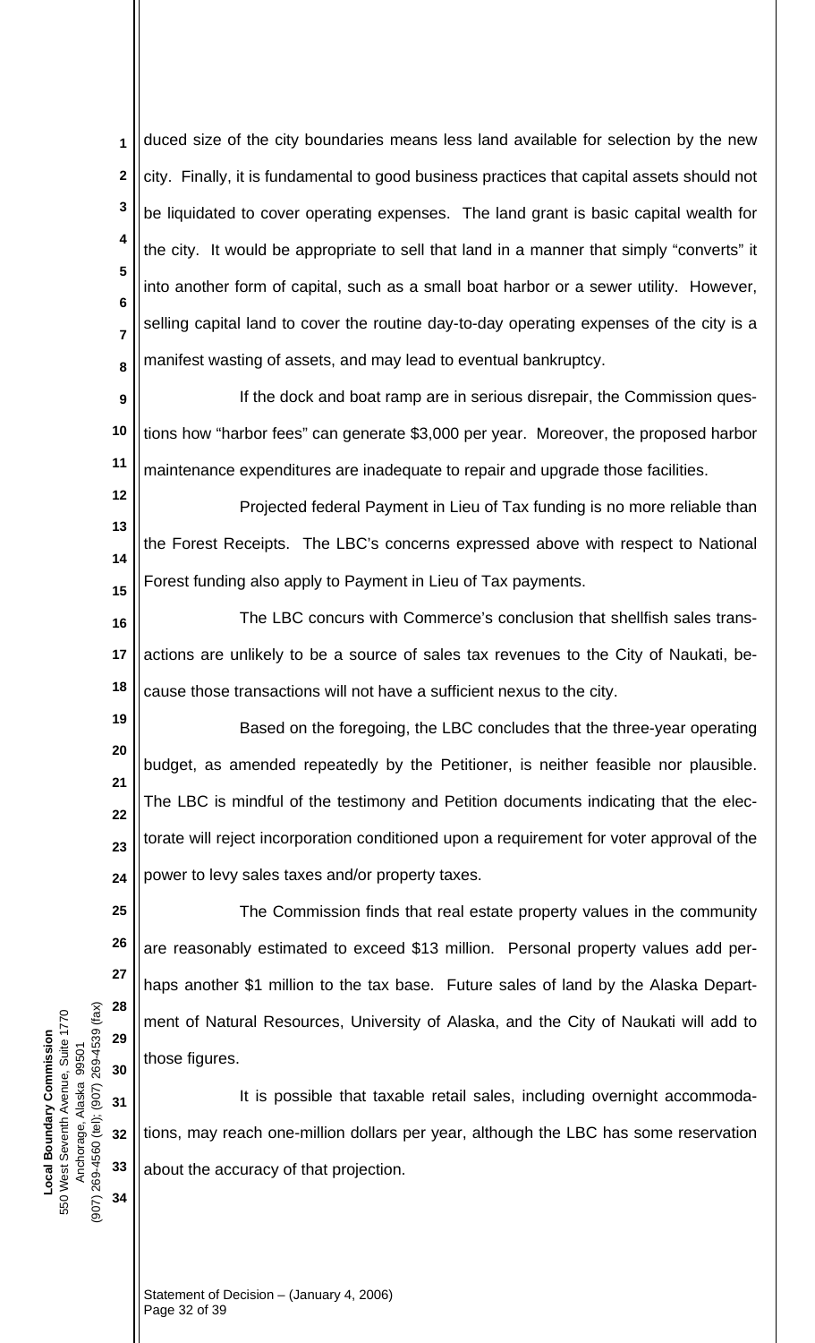duced size of the city boundaries means less land available for selection by the new city. Finally, it is fundamental to good business practices that capital assets should not be liquidated to cover operating expenses. The land grant is basic capital wealth for the city. It would be appropriate to sell that land in a manner that simply "converts" it into another form of capital, such as a small boat harbor or a sewer utility. However, selling capital land to cover the routine day-to-day operating expenses of the city is a manifest wasting of assets, and may lead to eventual bankruptcy.

If the dock and boat ramp are in serious disrepair, the Commission questions how "harbor fees" can generate $3,000 per year. Moreover, the proposed harbor maintenance expenditures are inadequate to repair and upgrade those facilities.

Projected federal Payment in Lieu of Tax funding is no more reliable than the Forest Receipts. The LBC's concerns expressed above with respect to National Forest funding also apply to Payment in Lieu of Tax payments.

The LBC concurs with Commerce's conclusion that shellfish sales transactions are unlikely to be a source of sales tax revenues to the City of Naukati, because those transactions will not have a sufficient nexus to the city.

Based on the foregoing, the LBC concludes that the three-year operating budget, as amended repeatedly by the Petitioner, is neither feasible nor plausible. The LBC is mindful of the testimony and Petition documents indicating that the electorate will reject incorporation conditioned upon a requirement for voter approval of the power to levy sales taxes and/or property taxes.

The Commission finds that real estate property values in the community are reasonably estimated to exceed $13 million. Personal property values add perhaps another $1 million to the tax base. Future sales of land by the Alaska Department of Natural Resources, University of Alaska, and the City of Naukati will add to those figures.

It is possible that taxable retail sales, including overnight accommodations, may reach one-million dollars per year, although the LBC has some reservation about the accuracy of that projection.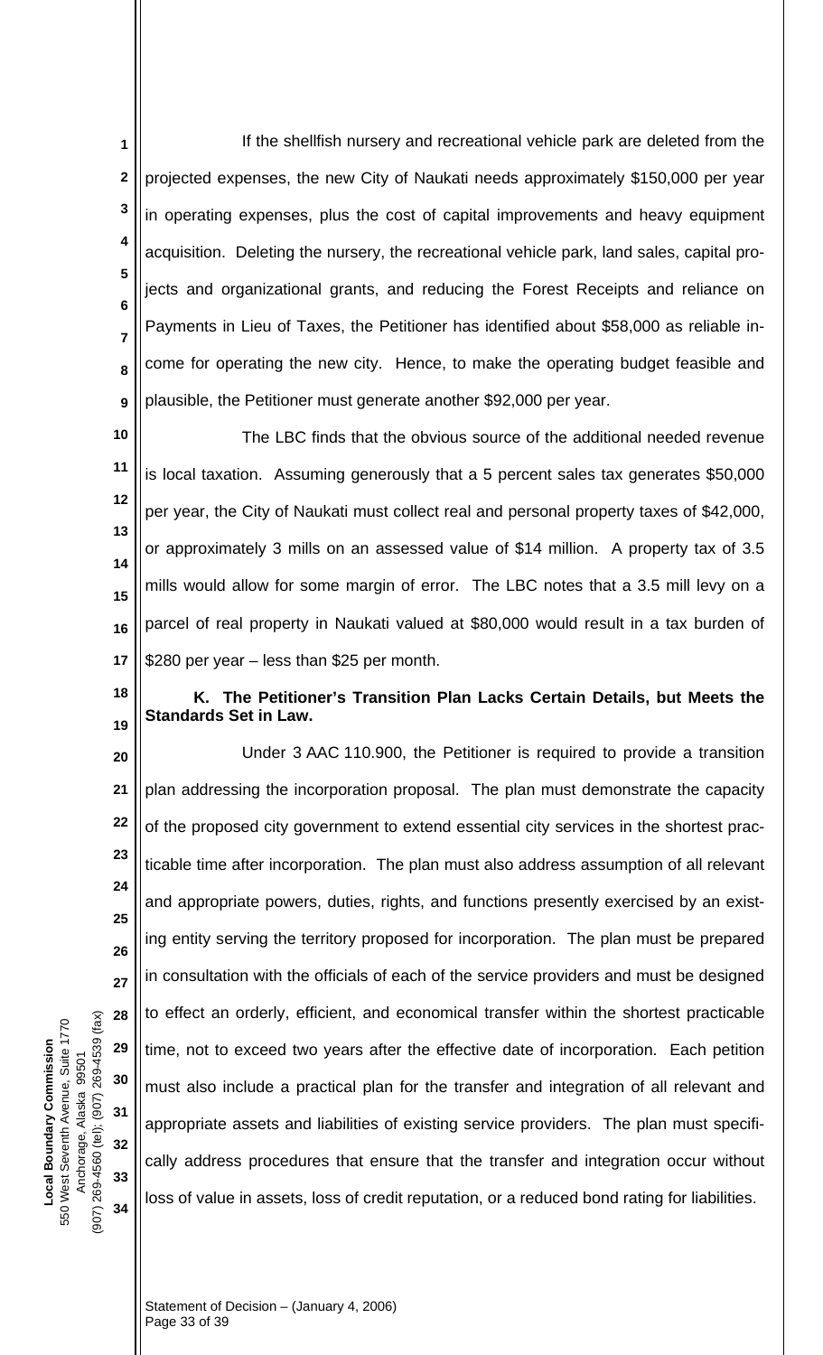If the shellfish nursery and recreational vehicle park are deleted from the projected expenses, the new City of Naukati needs approximately $150,000 per year in operating expenses, plus the cost of capital improvements and heavy equipment acquisition. Deleting the nursery, the recreational vehicle park, land sales, capital projects and organizational grants, and reducing the Forest Receipts and reliance on Payments in Lieu of Taxes, the Petitioner has identified about $58,000 as reliable income for operating the new city. Hence, to make the operating budget feasible and plausible, the Petitioner must generate another $92,000 per year.

The LBC finds that the obvious source of the additional needed revenue is local taxation. Assuming generously that a 5 percent sales tax generates $50,000 per year, the City of Naukati must collect real and personal property taxes of $42,000, or approximately 3 mills on an assessed value of $14 million. A property tax of 3.5 mills would allow for some margin of error. The LBC notes that a 3.5 mill levy on a parcel of real property in Naukati valued at $80,000 would result in a tax burden of $280 per year – less than $25 per month.

**K. The Petitioner's Transition Plan Lacks Certain Details, but Meets the Standards Set in Law.**

Under 3 AAC 110.900, the Petitioner is required to provide a transition plan addressing the incorporation proposal. The plan must demonstrate the capacity of the proposed city government to extend essential city services in the shortest practicable time after incorporation. The plan must also address assumption of all relevant and appropriate powers, duties, rights, and functions presently exercised by an existing entity serving the territory proposed for incorporation. The plan must be prepared in consultation with the officials of each of the service providers and must be designed to effect an orderly, efficient, and economical transfer within the shortest practicable time, not to exceed two years after the effective date of incorporation. Each petition must also include a practical plan for the transfer and integration of all relevant and appropriate assets and liabilities of existing service providers. The plan must specifically address procedures that ensure that the transfer and integration occur without loss of value in assets, loss of credit reputation, or a reduced bond rating for liabilities.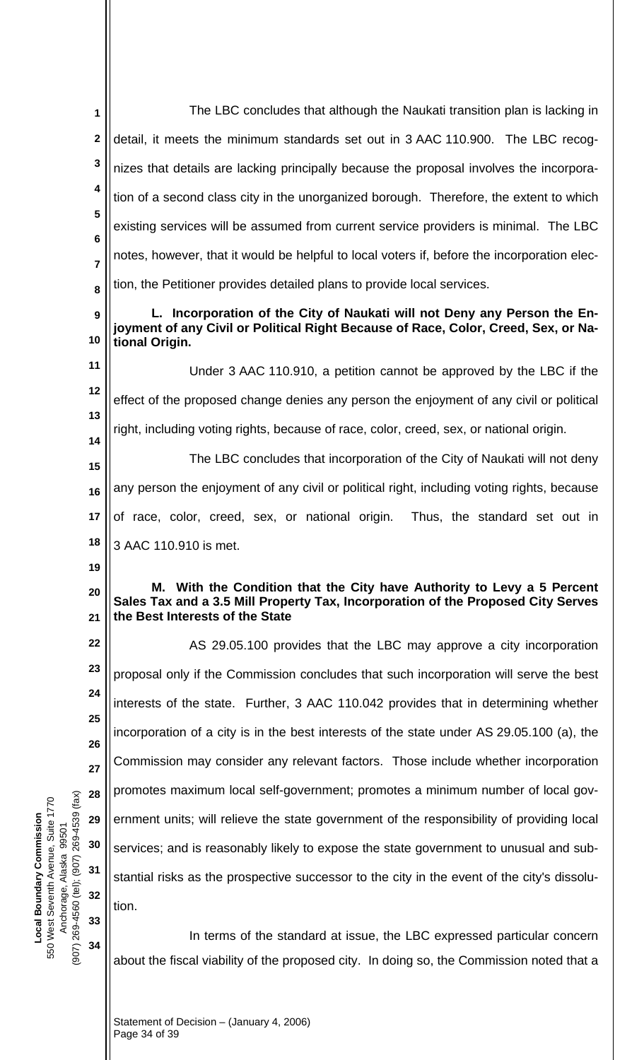The LBC concludes that although the Naukati transition plan is lacking in detail, it meets the minimum standards set out in 3 AAC 110.900. The LBC recognizes that details are lacking principally because the proposal involves the incorporation of a second class city in the unorganized borough. Therefore, the extent to which existing services will be assumed from current service providers is minimal. The LBC notes, however, that it would be helpful to local voters if, before the incorporation election, the Petitioner provides detailed plans to provide local services.

**L. Incorporation of the City of Naukati will not Deny any Person the Enjoyment of any Civil or Political Right Because of Race, Color, Creed, Sex, or National Origin.**

Under 3 AAC 110.910, a petition cannot be approved by the LBC if the effect of the proposed change denies any person the enjoyment of any civil or political right, including voting rights, because of race, color, creed, sex, or national origin.

The LBC concludes that incorporation of the City of Naukati will not deny any person the enjoyment of any civil or political right, including voting rights, because of race, color, creed, sex, or national origin. Thus, the standard set out in 3 AAC 110.910 is met.

**M. With the Condition that the City have Authority to Levy a 5 Percent Sales Tax and a 3.5 Mill Property Tax, Incorporation of the Proposed City Serves the Best Interests of the State**

AS 29.05.100 provides that the LBC may approve a city incorporation proposal only if the Commission concludes that such incorporation will serve the best interests of the state. Further, 3 AAC 110.042 provides that in determining whether incorporation of a city is in the best interests of the state under AS 29.05.100 (a), the Commission may consider any relevant factors. Those include whether incorporation promotes maximum local self-government; promotes a minimum number of local government units; will relieve the state government of the responsibility of providing local services; and is reasonably likely to expose the state government to unusual and substantial risks as the prospective successor to the city in the event of the city's dissolution.

In terms of the standard at issue, the LBC expressed particular concern about the fiscal viability of the proposed city. In doing so, the Commission noted that a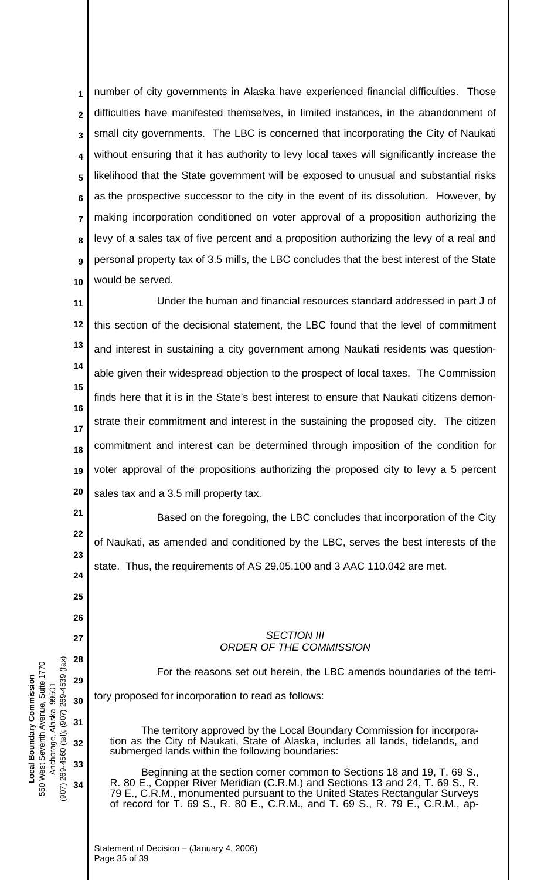number of city governments in Alaska have experienced financial difficulties. Those difficulties have manifested themselves, in limited instances, in the abandonment of small city governments. The LBC is concerned that incorporating the City of Naukati without ensuring that it has authority to levy local taxes will significantly increase the likelihood that the State government will be exposed to unusual and substantial risks as the prospective successor to the city in the event of its dissolution. However, by making incorporation conditioned on voter approval of a proposition authorizing the levy of a sales tax of five percent and a proposition authorizing the levy of a real and personal property tax of 3.5 mills, the LBC concludes that the best interest of the State would be served.

Under the human and financial resources standard addressed in part J of this section of the decisional statement, the LBC found that the level of commitment and interest in sustaining a city government among Naukati residents was questionable given their widespread objection to the prospect of local taxes. The Commission finds here that it is in the State's best interest to ensure that Naukati citizens demonstrate their commitment and interest in the sustaining the proposed city. The citizen commitment and interest can be determined through imposition of the condition for voter approval of the propositions authorizing the proposed city to levy a 5 percent sales tax and a 3.5 mill property tax.

Based on the foregoing, the LBC concludes that incorporation of the City of Naukati, as amended and conditioned by the LBC, serves the best interests of the state. Thus, the requirements of AS 29.05.100 and 3 AAC 110.042 are met.

## *SECTION III*
## *ORDER OF THE COMMISSION*

For the reasons set out herein, the LBC amends boundaries of the territory proposed for incorporation to read as follows:

> The territory approved by the Local Boundary Commission for incorporation as the City of Naukati, State of Alaska, includes all lands, tidelands, and submerged lands within the following boundaries:
>
> Beginning at the section corner common to Sections 18 and 19, T. 69 S., R. 80 E., Copper River Meridian (C.R.M.) and Sections 13 and 24, T. 69 S., R. 79 E., C.R.M., monumented pursuant to the United States Rectangular Surveys of record for T. 69 S., R. 80 E., C.R.M., and T. 69 S., R. 79 E., C.R.M., ap-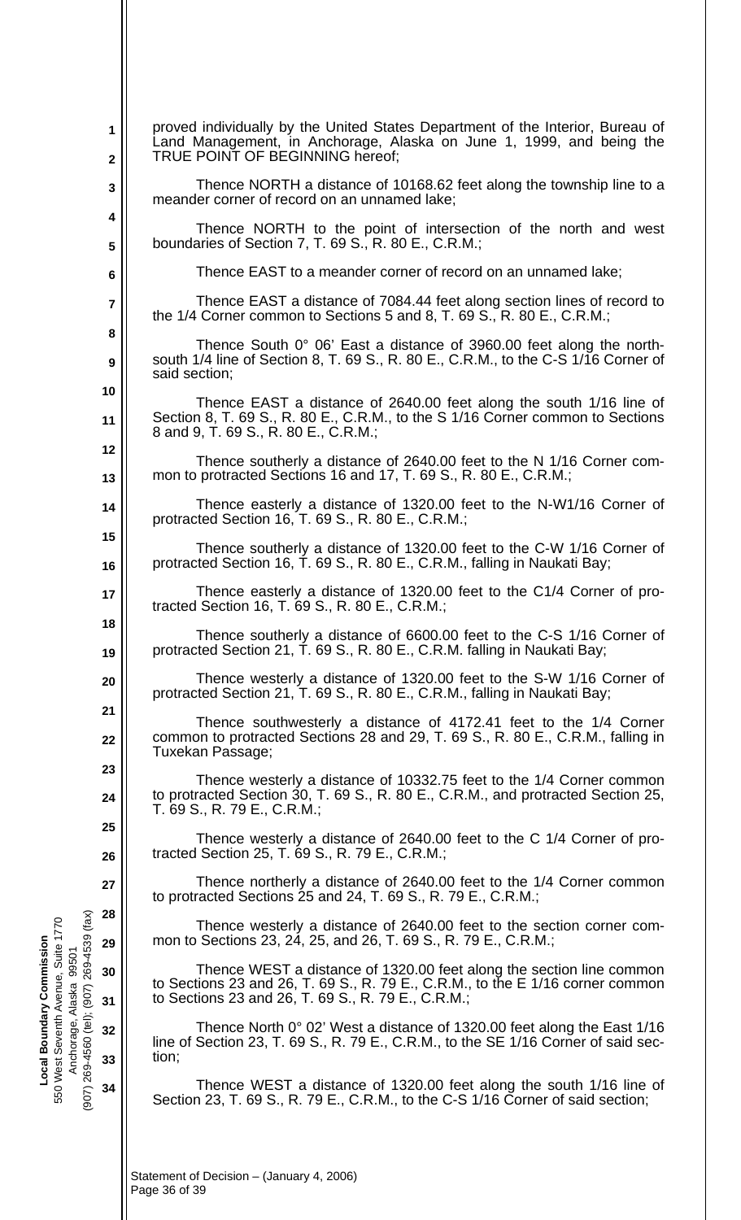proved individually by the United States Department of the Interior, Bureau of Land Management, in Anchorage, Alaska on June 1, 1999, and being the TRUE POINT OF BEGINNING hereof;

Thence NORTH a distance of 10168.62 feet along the township line to a meander corner of record on an unnamed lake;

Thence NORTH to the point of intersection of the north and west boundaries of Section 7, T. 69 S., R. 80 E., C.R.M.;

Thence EAST to a meander corner of record on an unnamed lake;

Thence EAST a distance of 7084.44 feet along section lines of record to the 1/4 Corner common to Sections 5 and 8, T. 69 S., R. 80 E., C.R.M.;

Thence South 0° 06' East a distance of 3960.00 feet along the north-south 1/4 line of Section 8, T. 69 S., R. 80 E., C.R.M., to the C-S 1/16 Corner of said section;

Thence EAST a distance of 2640.00 feet along the south 1/16 line of Section 8, T. 69 S., R. 80 E., C.R.M., to the S 1/16 Corner common to Sections 8 and 9, T. 69 S., R. 80 E., C.R.M.;

Thence southerly a distance of 2640.00 feet to the N 1/16 Corner common to protracted Sections 16 and 17, T. 69 S., R. 80 E., C.R.M.;

Thence easterly a distance of 1320.00 feet to the N-W1/16 Corner of protracted Section 16, T. 69 S., R. 80 E., C.R.M.;

Thence southerly a distance of 1320.00 feet to the C-W 1/16 Corner of protracted Section 16, T. 69 S., R. 80 E., C.R.M., falling in Naukati Bay;

Thence easterly a distance of 1320.00 feet to the C1/4 Corner of protracted Section 16, T. 69 S., R. 80 E., C.R.M.;

Thence southerly a distance of 6600.00 feet to the C-S 1/16 Corner of protracted Section 21, T. 69 S., R. 80 E., C.R.M. falling in Naukati Bay;

Thence westerly a distance of 1320.00 feet to the S-W 1/16 Corner of protracted Section 21, T. 69 S., R. 80 E., C.R.M., falling in Naukati Bay;

Thence southwesterly a distance of 4172.41 feet to the 1/4 Corner common to protracted Sections 28 and 29, T. 69 S., R. 80 E., C.R.M., falling in Tuxekan Passage;

Thence westerly a distance of 10332.75 feet to the 1/4 Corner common to protracted Section 30, T. 69 S., R. 80 E., C.R.M., and protracted Section 25, T. 69 S., R. 79 E., C.R.M.;

Thence westerly a distance of 2640.00 feet to the C 1/4 Corner of protracted Section 25, T. 69 S., R. 79 E., C.R.M.;

Thence northerly a distance of 2640.00 feet to the 1/4 Corner common to protracted Sections 25 and 24, T. 69 S., R. 79 E., C.R.M.;

Thence westerly a distance of 2640.00 feet to the section corner common to Sections 23, 24, 25, and 26, T. 69 S., R. 79 E., C.R.M.;

Thence WEST a distance of 1320.00 feet along the section line common to Sections 23 and 26, T. 69 S., R. 79 E., C.R.M., to the E 1/16 corner common to Sections 23 and 26, T. 69 S., R. 79 E., C.R.M.;

Thence North 0° 02' West a distance of 1320.00 feet along the East 1/16 line of Section 23, T. 69 S., R. 79 E., C.R.M., to the SE 1/16 Corner of said section;

Thence WEST a distance of 1320.00 feet along the south 1/16 line of Section 23, T. 69 S., R. 79 E., C.R.M., to the C-S 1/16 Corner of said section;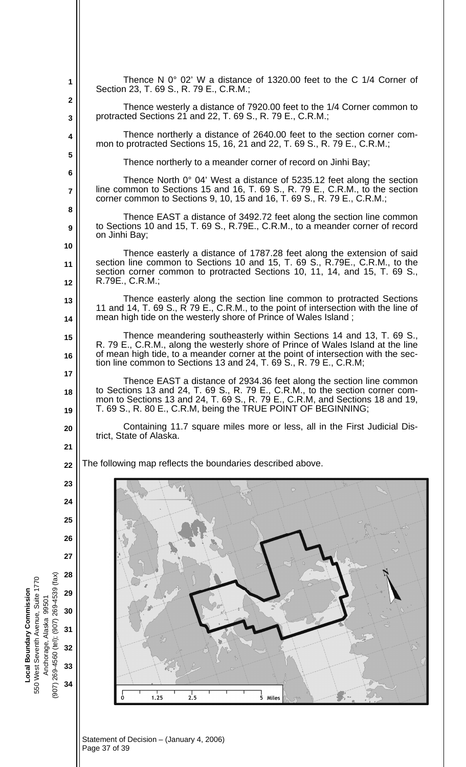Thence N 0° 02' W a distance of 1320.00 feet to the C 1/4 Corner of Section 23, T. 69 S., R. 79 E., C.R.M.;

Thence westerly a distance of 7920.00 feet to the 1/4 Corner common to protracted Sections 21 and 22, T. 69 S., R. 79 E., C.R.M.;

Thence northerly a distance of 2640.00 feet to the section corner common to protracted Sections 15, 16, 21 and 22, T. 69 S., R. 79 E., C.R.M.;

Thence northerly to a meander corner of record on Jinhi Bay;

Thence North 0° 04' West a distance of 5235.12 feet along the section line common to Sections 15 and 16, T. 69 S., R. 79 E., C.R.M., to the section corner common to Sections 9, 10, 15 and 16, T. 69 S., R. 79 E., C.R.M.;

Thence EAST a distance of 3492.72 feet along the section line common to Sections 10 and 15, T. 69 S., R.79E., C.R.M., to a meander corner of record on Jinhi Bay;

Thence easterly a distance of 1787.28 feet along the extension of said section line common to Sections 10 and 15, T. 69 S., R.79E., C.R.M., to the section corner common to protracted Sections 10, 11, 14, and 15, T. 69 S., R.79E., C.R.M.;

Thence easterly along the section line common to protracted Sections 11 and 14, T. 69 S., R 79 E., C.R.M., to the point of intersection with the line of mean high tide on the westerly shore of Prince of Wales Island ;

Thence meandering southeasterly within Sections 14 and 13, T. 69 S., R. 79 E., C.R.M., along the westerly shore of Prince of Wales Island at the line of mean high tide, to a meander corner at the point of intersection with the section line common to Sections 13 and 24, T. 69 S., R. 79 E., C.R.M;

Thence EAST a distance of 2934.36 feet along the section line common to Sections 13 and 24, T. 69 S., R. 79 E., C.R.M., to the section corner common to Sections 13 and 24, T. 69 S., R. 79 E., C.R.M, and Sections 18 and 19, T. 69 S., R. 80 E., C.R.M, being the TRUE POINT OF BEGINNING;

Containing 11.7 square miles more or less, all in the First Judicial District, State of Alaska.

The following map reflects the boundaries described above.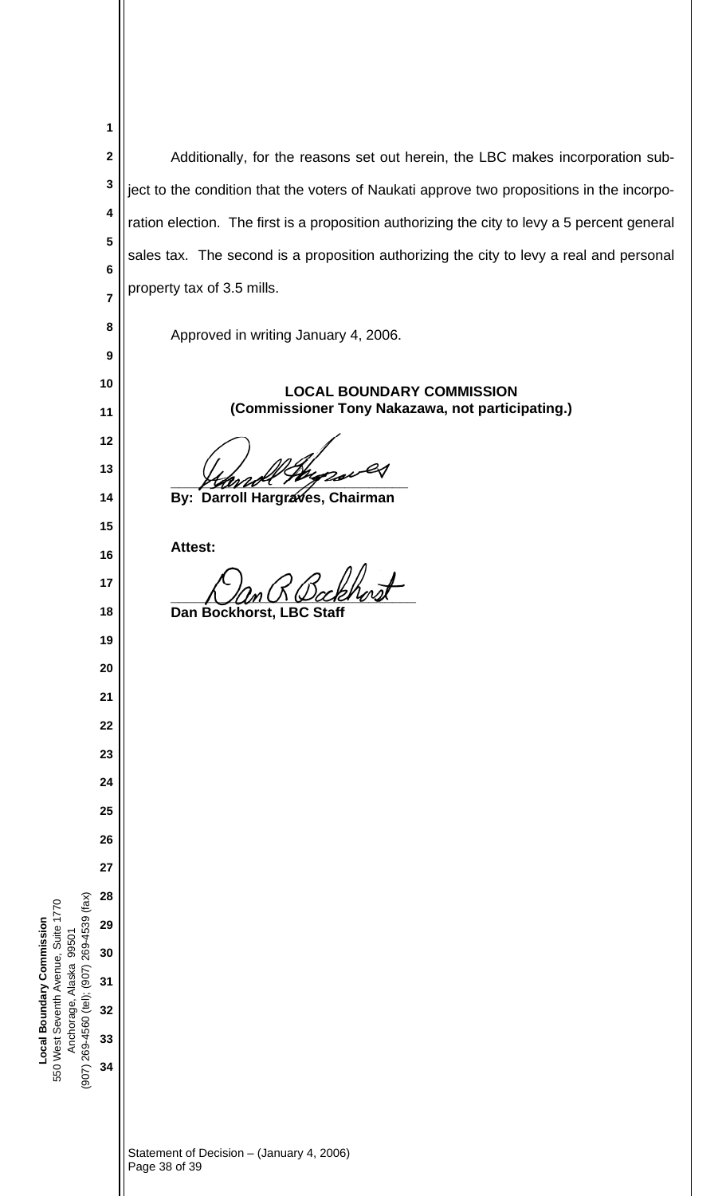Additionally, for the reasons set out herein, the LBC makes incorporation subject to the condition that the voters of Naukati approve two propositions in the incorporation election. The first is a proposition authorizing the city to levy a 5 percent general sales tax. The second is a proposition authorizing the city to levy a real and personal property tax of 3.5 mills.

Approved in writing January 4, 2006.

**LOCAL BOUNDARY COMMISSION**
**(Commissioner Tony Nakazawa, not participating.)**

**By: Darroll Hargraves, Chairman**

**Attest:**

**Dan Bockhorst, LBC Staff**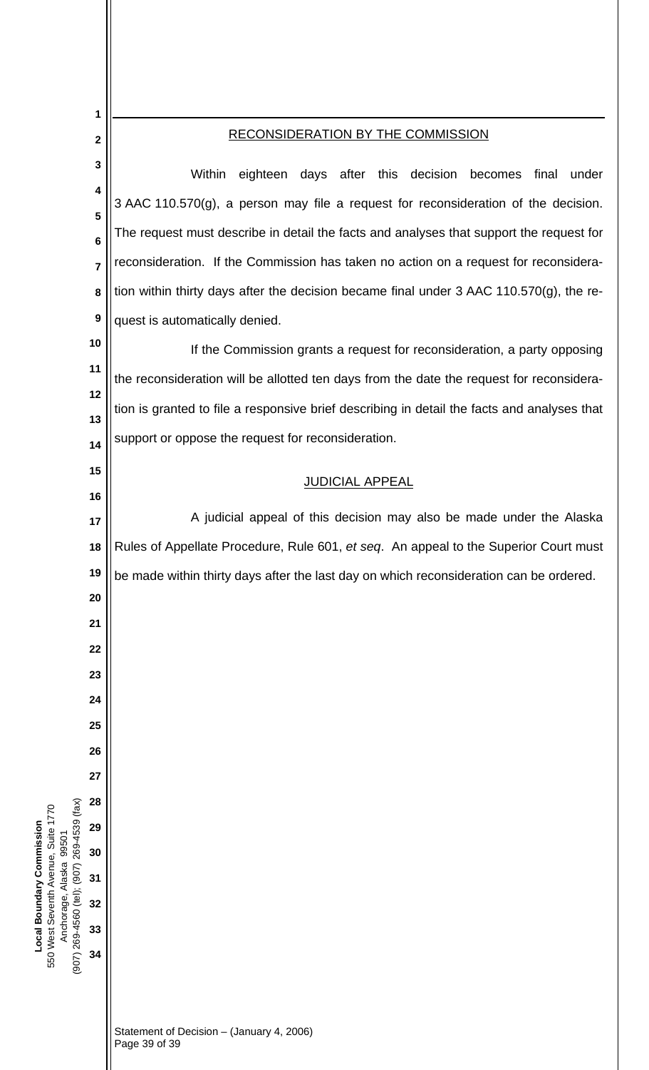## RECONSIDERATION BY THE COMMISSION

Within eighteen days after this decision becomes final under 3 AAC 110.570(g), a person may file a request for reconsideration of the decision. The request must describe in detail the facts and analyses that support the request for reconsideration. If the Commission has taken no action on a request for reconsideration within thirty days after the decision became final under 3 AAC 110.570(g), the request is automatically denied.

If the Commission grants a request for reconsideration, a party opposing the reconsideration will be allotted ten days from the date the request for reconsideration is granted to file a responsive brief describing in detail the facts and analyses that support or oppose the request for reconsideration.

## JUDICIAL APPEAL

A judicial appeal of this decision may also be made under the Alaska Rules of Appellate Procedure, Rule 601, *et seq*. An appeal to the Superior Court must be made within thirty days after the last day on which reconsideration can be ordered.